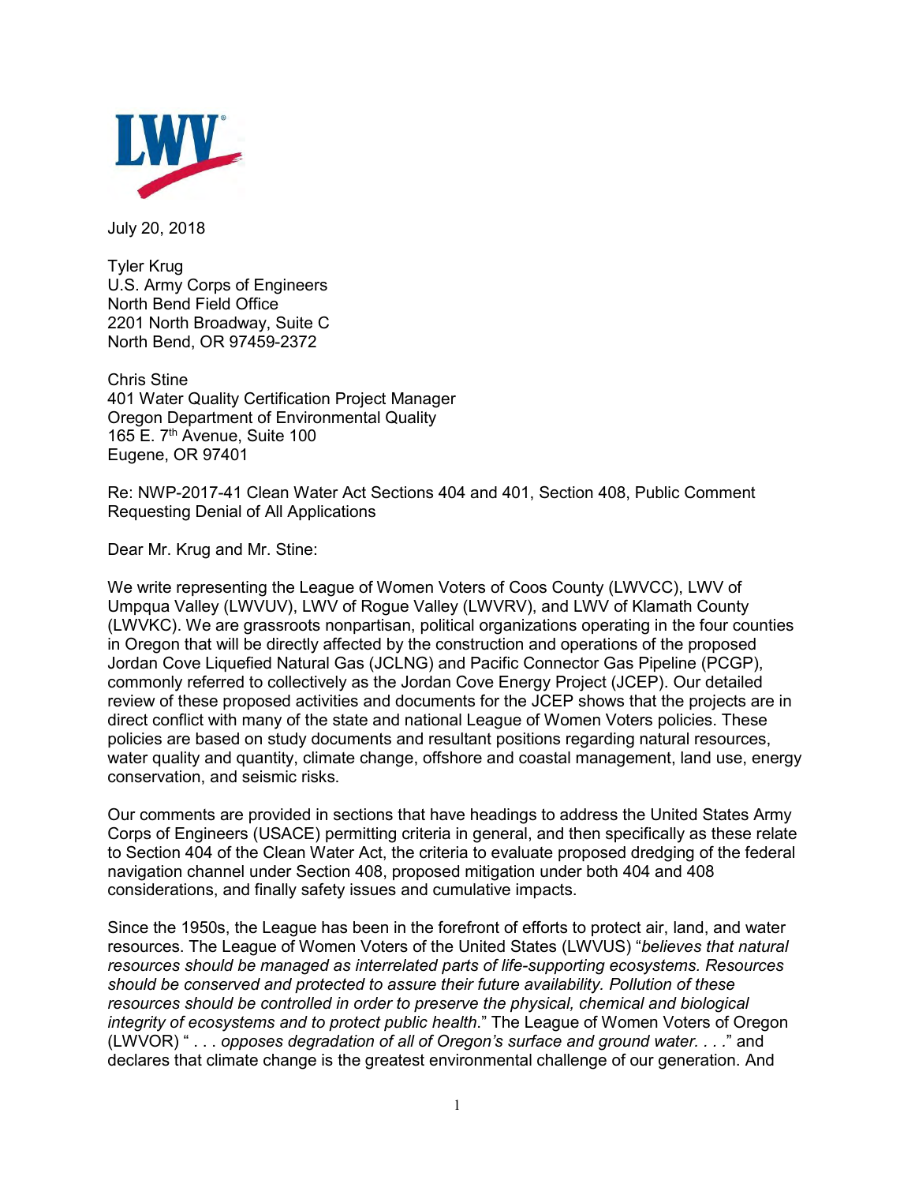LWV

July 20, 2018

Tyler Krug
U.S. Army Corps of Engineers
North Bend Field Office
2201 North Broadway, Suite C
North Bend, OR 97459-2372

Chris Stine
401 Water Quality Certification Project Manager
Oregon Department of Environmental Quality
165 E. 7th Avenue, Suite 100
Eugene, OR 97401

Re: NWP-2017-41 Clean Water Act Sections 404 and 401, Section 408, Public Comment Requesting Denial of All Applications

Dear Mr. Krug and Mr. Stine:

We write representing the League of Women Voters of Coos County (LWVCC), LWV of Umpqua Valley (LWVUV), LWV of Rogue Valley (LWVRV), and LWV of Klamath County (LWVKC). We are grassroots nonpartisan, political organizations operating in the four counties in Oregon that will be directly affected by the construction and operations of the proposed Jordan Cove Liquefied Natural Gas (JCLNG) and Pacific Connector Gas Pipeline (PCGP), commonly referred to collectively as the Jordan Cove Energy Project (JCEP). Our detailed review of these proposed activities and documents for the JCEP shows that the projects are in direct conflict with many of the state and national League of Women Voters policies. These policies are based on study documents and resultant positions regarding natural resources, water quality and quantity, climate change, offshore and coastal management, land use, energy conservation, and seismic risks.

Our comments are provided in sections that have headings to address the United States Army Corps of Engineers (USACE) permitting criteria in general, and then specifically as these relate to Section 404 of the Clean Water Act, the criteria to evaluate proposed dredging of the federal navigation channel under Section 408, proposed mitigation under both 404 and 408 considerations, and finally safety issues and cumulative impacts.

Since the 1950s, the League has been in the forefront of efforts to protect air, land, and water resources. The League of Women Voters of the United States (LWVUS) "*believes that natural resources should be managed as interrelated parts of life-supporting ecosystems. Resources should be conserved and protected to assure their future availability. Pollution of these resources should be controlled in order to preserve the physical, chemical and biological integrity of ecosystems and to protect public health*." The League of Women Voters of Oregon (LWVOR) " . . . *opposes degradation of all of Oregon's surface and ground water. . . .*" and declares that climate change is the greatest environmental challenge of our generation. And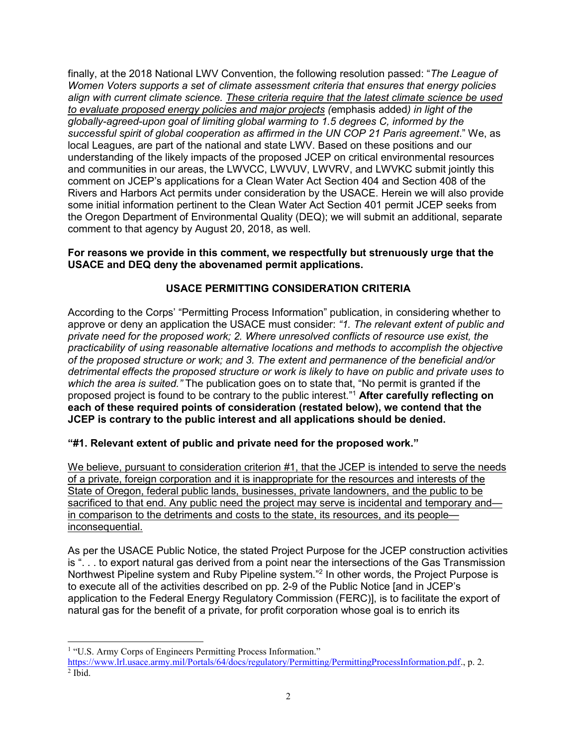finally, at the 2018 National LWV Convention, the following resolution passed: "*The League of Women Voters supports a set of climate assessment criteria that ensures that energy policies align with current climate science. <u>These criteria require that the latest climate science be used to evaluate proposed energy policies and major projects</u> (*emphasis added*) in light of the globally-agreed-upon goal of limiting global warming to 1.5 degrees C, informed by the successful spirit of global cooperation as affirmed in the UN COP 21 Paris agreement*." We, as local Leagues, are part of the national and state LWV. Based on these positions and our understanding of the likely impacts of the proposed JCEP on critical environmental resources and communities in our areas, the LWVCC, LWVUV, LWVRV, and LWVKC submit jointly this comment on JCEP's applications for a Clean Water Act Section 404 and Section 408 of the Rivers and Harbors Act permits under consideration by the USACE. Herein we will also provide some initial information pertinent to the Clean Water Act Section 401 permit JCEP seeks from the Oregon Department of Environmental Quality (DEQ); we will submit an additional, separate comment to that agency by August 20, 2018, as well.

**For reasons we provide in this comment, we respectfully but strenuously urge that the USACE and DEQ deny the abovenamed permit applications.**

## USACE PERMITTING CONSIDERATION CRITERIA

According to the Corps' "Permitting Process Information" publication, in considering whether to approve or deny an application the USACE must consider: *"1. The relevant extent of public and private need for the proposed work; 2. Where unresolved conflicts of resource use exist, the practicability of using reasonable alternative locations and methods to accomplish the objective of the proposed structure or work; and 3. The extent and permanence of the beneficial and/or detrimental effects the proposed structure or work is likely to have on public and private uses to which the area is suited."* The publication goes on to state that, "No permit is granted if the proposed project is found to be contrary to the public interest."[1] **After carefully reflecting on each of these required points of consideration (restated below), we contend that the JCEP is contrary to the public interest and all applications should be denied.**

### "#1. Relevant extent of public and private need for the proposed work."

<u>We believe, pursuant to consideration criterion #1, that the JCEP is intended to serve the needs of a private, foreign corporation and it is inappropriate for the resources and interests of the State of Oregon, federal public lands, businesses, private landowners, and the public to be sacrificed to that end. Any public need the project may serve is incidental and temporary and—in comparison to the detriments and costs to the state, its resources, and its people—inconsequential.</u>

As per the USACE Public Notice, the stated Project Purpose for the JCEP construction activities is ". . . to export natural gas derived from a point near the intersections of the Gas Transmission Northwest Pipeline system and Ruby Pipeline system."[2] In other words, the Project Purpose is to execute all of the activities described on pp. 2-9 of the Public Notice [and in JCEP's application to the Federal Energy Regulatory Commission (FERC)], is to facilitate the export of natural gas for the benefit of a private, for profit corporation whose goal is to enrich its

---

[1] "U.S. Army Corps of Engineers Permitting Process Information." https://www.lrl.usace.army.mil/Portals/64/docs/regulatory/Permitting/PermittingProcessInformation.pdf., p. 2.

[2] Ibid.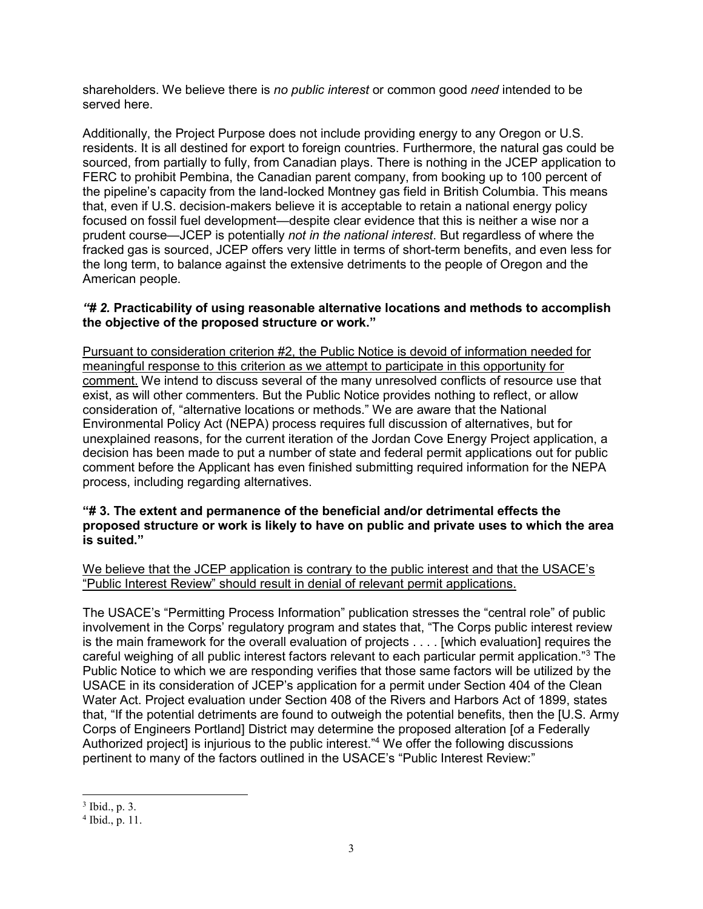shareholders. We believe there is *no public interest* or common good *need* intended to be served here.

Additionally, the Project Purpose does not include providing energy to any Oregon or U.S. residents. It is all destined for export to foreign countries. Furthermore, the natural gas could be sourced, from partially to fully, from Canadian plays. There is nothing in the JCEP application to FERC to prohibit Pembina, the Canadian parent company, from booking up to 100 percent of the pipeline's capacity from the land-locked Montney gas field in British Columbia. This means that, even if U.S. decision-makers believe it is acceptable to retain a national energy policy focused on fossil fuel development—despite clear evidence that this is neither a wise nor a prudent course—JCEP is potentially *not in the national interest*. But regardless of where the fracked gas is sourced, JCEP offers very little in terms of short-term benefits, and even less for the long term, to balance against the extensive detriments to the people of Oregon and the American people.

***"# 2.* Practicability of using reasonable alternative locations and methods to accomplish the objective of the proposed structure or work."**

<u>Pursuant to consideration criterion #2, the Public Notice is devoid of information needed for meaningful response to this criterion as we attempt to participate in this opportunity for comment.</u> We intend to discuss several of the many unresolved conflicts of resource use that exist, as will other commenters. But the Public Notice provides nothing to reflect, or allow consideration of, "alternative locations or methods." We are aware that the National Environmental Policy Act (NEPA) process requires full discussion of alternatives, but for unexplained reasons, for the current iteration of the Jordan Cove Energy Project application, a decision has been made to put a number of state and federal permit applications out for public comment before the Applicant has even finished submitting required information for the NEPA process, including regarding alternatives.

**"# 3. The extent and permanence of the beneficial and/or detrimental effects the proposed structure or work is likely to have on public and private uses to which the area is suited."**

<u>We believe that the JCEP application is contrary to the public interest and that the USACE's "Public Interest Review" should result in denial of relevant permit applications.</u>

The USACE's "Permitting Process Information" publication stresses the "central role" of public involvement in the Corps' regulatory program and states that, "The Corps public interest review is the main framework for the overall evaluation of projects . . . . [which evaluation] requires the careful weighing of all public interest factors relevant to each particular permit application."[3] The Public Notice to which we are responding verifies that those same factors will be utilized by the USACE in its consideration of JCEP's application for a permit under Section 404 of the Clean Water Act. Project evaluation under Section 408 of the Rivers and Harbors Act of 1899, states that, "If the potential detriments are found to outweigh the potential benefits, then the [U.S. Army Corps of Engineers Portland] District may determine the proposed alteration [of a Federally Authorized project] is injurious to the public interest."[4] We offer the following discussions pertinent to many of the factors outlined in the USACE's "Public Interest Review:"

---

[3] Ibid., p. 3.

[4] Ibid., p. 11.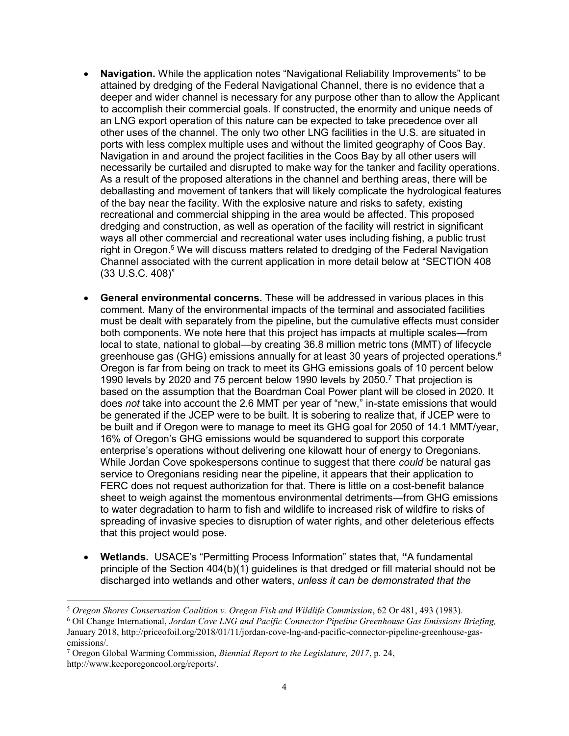- **Navigation.** While the application notes "Navigational Reliability Improvements" to be attained by dredging of the Federal Navigational Channel, there is no evidence that a deeper and wider channel is necessary for any purpose other than to allow the Applicant to accomplish their commercial goals. If constructed, the enormity and unique needs of an LNG export operation of this nature can be expected to take precedence over all other uses of the channel. The only two other LNG facilities in the U.S. are situated in ports with less complex multiple uses and without the limited geography of Coos Bay. Navigation in and around the project facilities in the Coos Bay by all other users will necessarily be curtailed and disrupted to make way for the tanker and facility operations. As a result of the proposed alterations in the channel and berthing areas, there will be deballasting and movement of tankers that will likely complicate the hydrological features of the bay near the facility. With the explosive nature and risks to safety, existing recreational and commercial shipping in the area would be affected. This proposed dredging and construction, as well as operation of the facility will restrict in significant ways all other commercial and recreational water uses including fishing, a public trust right in Oregon.[5] We will discuss matters related to dredging of the Federal Navigation Channel associated with the current application in more detail below at "SECTION 408 (33 U.S.C. 408)"

- **General environmental concerns.** These will be addressed in various places in this comment. Many of the environmental impacts of the terminal and associated facilities must be dealt with separately from the pipeline, but the cumulative effects must consider both components. We note here that this project has impacts at multiple scales—from local to state, national to global—by creating 36.8 million metric tons (MMT) of lifecycle greenhouse gas (GHG) emissions annually for at least 30 years of projected operations.[6] Oregon is far from being on track to meet its GHG emissions goals of 10 percent below 1990 levels by 2020 and 75 percent below 1990 levels by 2050.[7] That projection is based on the assumption that the Boardman Coal Power plant will be closed in 2020. It does *not* take into account the 2.6 MMT per year of "new," in-state emissions that would be generated if the JCEP were to be built. It is sobering to realize that, if JCEP were to be built and if Oregon were to manage to meet its GHG goal for 2050 of 14.1 MMT/year, 16% of Oregon's GHG emissions would be squandered to support this corporate enterprise's operations without delivering one kilowatt hour of energy to Oregonians. While Jordan Cove spokespersons continue to suggest that there *could* be natural gas service to Oregonians residing near the pipeline, it appears that their application to FERC does not request authorization for that. There is little on a cost-benefit balance sheet to weigh against the momentous environmental detriments—from GHG emissions to water degradation to harm to fish and wildlife to increased risk of wildfire to risks of spreading of invasive species to disruption of water rights, and other deleterious effects that this project would pose.

- **Wetlands.** USACE's "Permitting Process Information" states that, **"**A fundamental principle of the Section 404(b)(1) guidelines is that dredged or fill material should not be discharged into wetlands and other waters, *unless it can be demonstrated that the*

---

[5] *Oregon Shores Conservation Coalition v. Oregon Fish and Wildlife Commission*, 62 Or 481, 493 (1983).

[6] Oil Change International, *Jordan Cove LNG and Pacific Connector Pipeline Greenhouse Gas Emissions Briefing,* January 2018, http://priceofoil.org/2018/01/11/jordan-cove-lng-and-pacific-connector-pipeline-greenhouse-gas-emissions/.

[7] Oregon Global Warming Commission, *Biennial Report to the Legislature, 2017*, p. 24, http://www.keeporegoncool.org/reports/.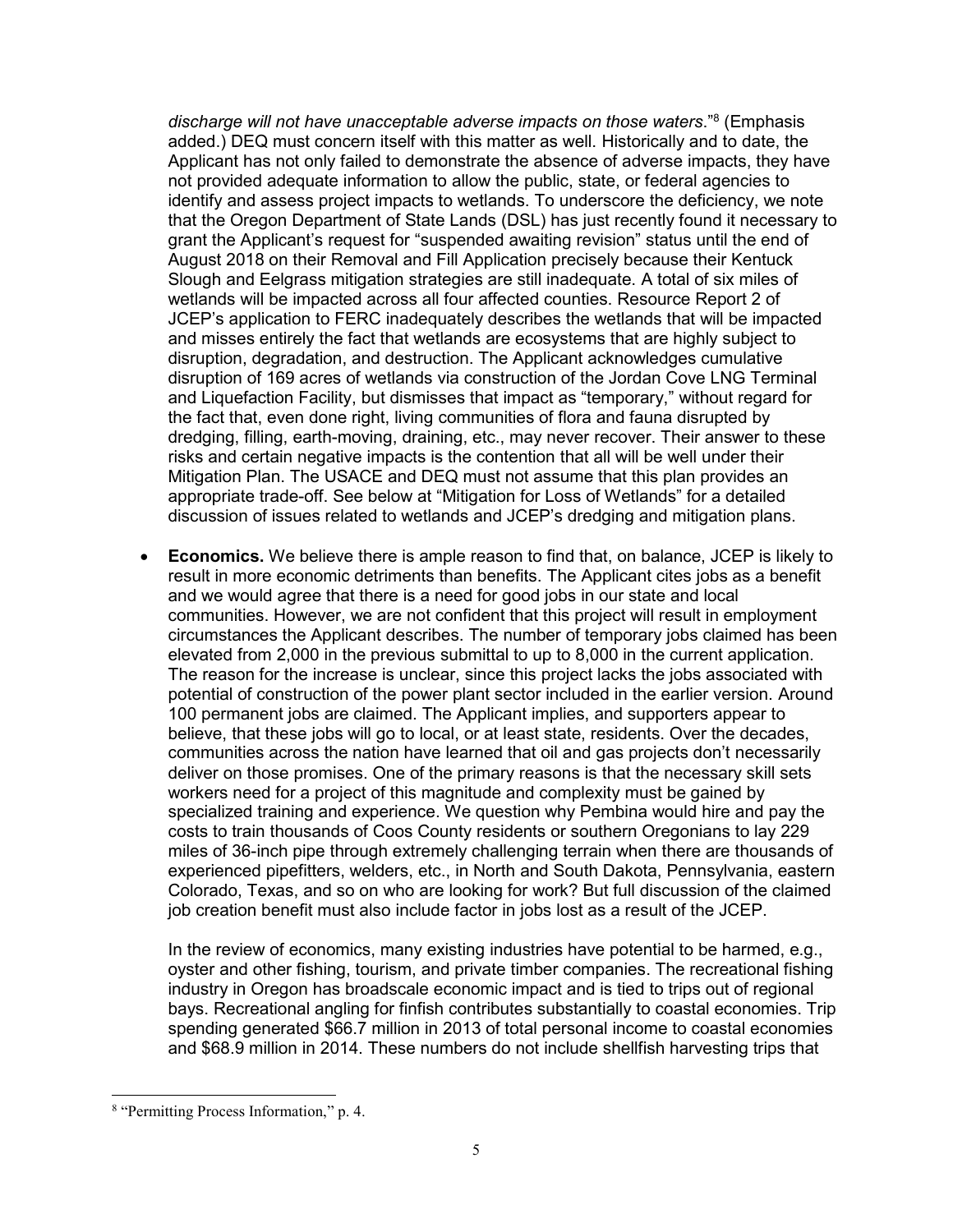*discharge will not have unacceptable adverse impacts on those waters*."[8] (Emphasis added.) DEQ must concern itself with this matter as well. Historically and to date, the Applicant has not only failed to demonstrate the absence of adverse impacts, they have not provided adequate information to allow the public, state, or federal agencies to identify and assess project impacts to wetlands. To underscore the deficiency, we note that the Oregon Department of State Lands (DSL) has just recently found it necessary to grant the Applicant's request for "suspended awaiting revision" status until the end of August 2018 on their Removal and Fill Application precisely because their Kentuck Slough and Eelgrass mitigation strategies are still inadequate. A total of six miles of wetlands will be impacted across all four affected counties. Resource Report 2 of JCEP's application to FERC inadequately describes the wetlands that will be impacted and misses entirely the fact that wetlands are ecosystems that are highly subject to disruption, degradation, and destruction. The Applicant acknowledges cumulative disruption of 169 acres of wetlands via construction of the Jordan Cove LNG Terminal and Liquefaction Facility, but dismisses that impact as "temporary," without regard for the fact that, even done right, living communities of flora and fauna disrupted by dredging, filling, earth-moving, draining, etc., may never recover. Their answer to these risks and certain negative impacts is the contention that all will be well under their Mitigation Plan. The USACE and DEQ must not assume that this plan provides an appropriate trade-off. See below at "Mitigation for Loss of Wetlands" for a detailed discussion of issues related to wetlands and JCEP's dredging and mitigation plans.

- **Economics.** We believe there is ample reason to find that, on balance, JCEP is likely to result in more economic detriments than benefits. The Applicant cites jobs as a benefit and we would agree that there is a need for good jobs in our state and local communities. However, we are not confident that this project will result in employment circumstances the Applicant describes. The number of temporary jobs claimed has been elevated from 2,000 in the previous submittal to up to 8,000 in the current application. The reason for the increase is unclear, since this project lacks the jobs associated with potential of construction of the power plant sector included in the earlier version. Around 100 permanent jobs are claimed. The Applicant implies, and supporters appear to believe, that these jobs will go to local, or at least state, residents. Over the decades, communities across the nation have learned that oil and gas projects don't necessarily deliver on those promises. One of the primary reasons is that the necessary skill sets workers need for a project of this magnitude and complexity must be gained by specialized training and experience. We question why Pembina would hire and pay the costs to train thousands of Coos County residents or southern Oregonians to lay 229 miles of 36-inch pipe through extremely challenging terrain when there are thousands of experienced pipefitters, welders, etc., in North and South Dakota, Pennsylvania, eastern Colorado, Texas, and so on who are looking for work? But full discussion of the claimed job creation benefit must also include factor in jobs lost as a result of the JCEP.

  In the review of economics, many existing industries have potential to be harmed, e.g., oyster and other fishing, tourism, and private timber companies. The recreational fishing industry in Oregon has broadscale economic impact and is tied to trips out of regional bays. Recreational angling for finfish contributes substantially to coastal economies. Trip spending generated $66.7 million in 2013 of total personal income to coastal economies and $68.9 million in 2014. These numbers do not include shellfish harvesting trips that

[8] "Permitting Process Information," p. 4.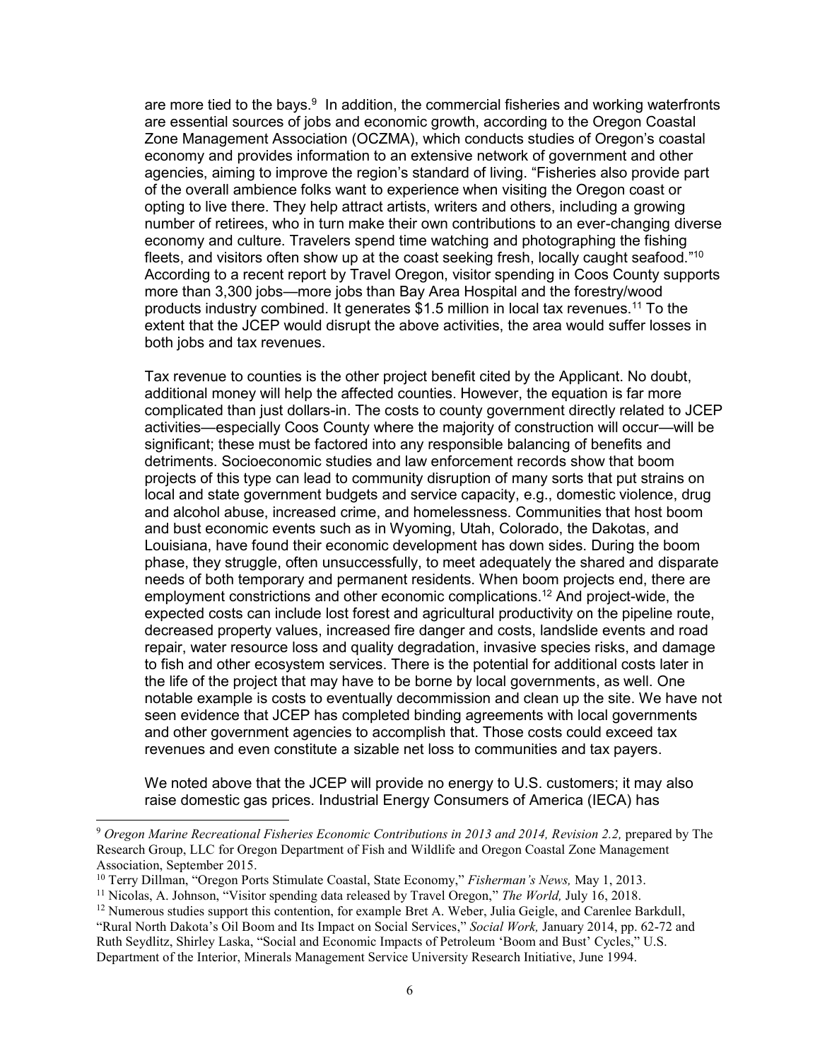are more tied to the bays.[9] In addition, the commercial fisheries and working waterfronts are essential sources of jobs and economic growth, according to the Oregon Coastal Zone Management Association (OCZMA), which conducts studies of Oregon's coastal economy and provides information to an extensive network of government and other agencies, aiming to improve the region's standard of living. "Fisheries also provide part of the overall ambience folks want to experience when visiting the Oregon coast or opting to live there. They help attract artists, writers and others, including a growing number of retirees, who in turn make their own contributions to an ever-changing diverse economy and culture. Travelers spend time watching and photographing the fishing fleets, and visitors often show up at the coast seeking fresh, locally caught seafood."[10] According to a recent report by Travel Oregon, visitor spending in Coos County supports more than 3,300 jobs—more jobs than Bay Area Hospital and the forestry/wood products industry combined. It generates $1.5 million in local tax revenues.[11] To the extent that the JCEP would disrupt the above activities, the area would suffer losses in both jobs and tax revenues.

Tax revenue to counties is the other project benefit cited by the Applicant. No doubt, additional money will help the affected counties. However, the equation is far more complicated than just dollars-in. The costs to county government directly related to JCEP activities—especially Coos County where the majority of construction will occur—will be significant; these must be factored into any responsible balancing of benefits and detriments. Socioeconomic studies and law enforcement records show that boom projects of this type can lead to community disruption of many sorts that put strains on local and state government budgets and service capacity, e.g., domestic violence, drug and alcohol abuse, increased crime, and homelessness. Communities that host boom and bust economic events such as in Wyoming, Utah, Colorado, the Dakotas, and Louisiana, have found their economic development has down sides. During the boom phase, they struggle, often unsuccessfully, to meet adequately the shared and disparate needs of both temporary and permanent residents. When boom projects end, there are employment constrictions and other economic complications.[12] And project-wide, the expected costs can include lost forest and agricultural productivity on the pipeline route, decreased property values, increased fire danger and costs, landslide events and road repair, water resource loss and quality degradation, invasive species risks, and damage to fish and other ecosystem services. There is the potential for additional costs later in the life of the project that may have to be borne by local governments, as well. One notable example is costs to eventually decommission and clean up the site. We have not seen evidence that JCEP has completed binding agreements with local governments and other government agencies to accomplish that. Those costs could exceed tax revenues and even constitute a sizable net loss to communities and tax payers.

We noted above that the JCEP will provide no energy to U.S. customers; it may also raise domestic gas prices. Industrial Energy Consumers of America (IECA) has

---

[9] *Oregon Marine Recreational Fisheries Economic Contributions in 2013 and 2014, Revision 2.2,* prepared by The Research Group, LLC for Oregon Department of Fish and Wildlife and Oregon Coastal Zone Management Association, September 2015.

[10] Terry Dillman, "Oregon Ports Stimulate Coastal, State Economy," *Fisherman's News,* May 1, 2013.

[11] Nicolas, A. Johnson, "Visitor spending data released by Travel Oregon," *The World,* July 16, 2018.

[12] Numerous studies support this contention, for example Bret A. Weber, Julia Geigle, and Carenlee Barkdull, "Rural North Dakota's Oil Boom and Its Impact on Social Services," *Social Work,* January 2014, pp. 62-72 and Ruth Seydlitz, Shirley Laska, "Social and Economic Impacts of Petroleum 'Boom and Bust' Cycles," U.S. Department of the Interior, Minerals Management Service University Research Initiative, June 1994.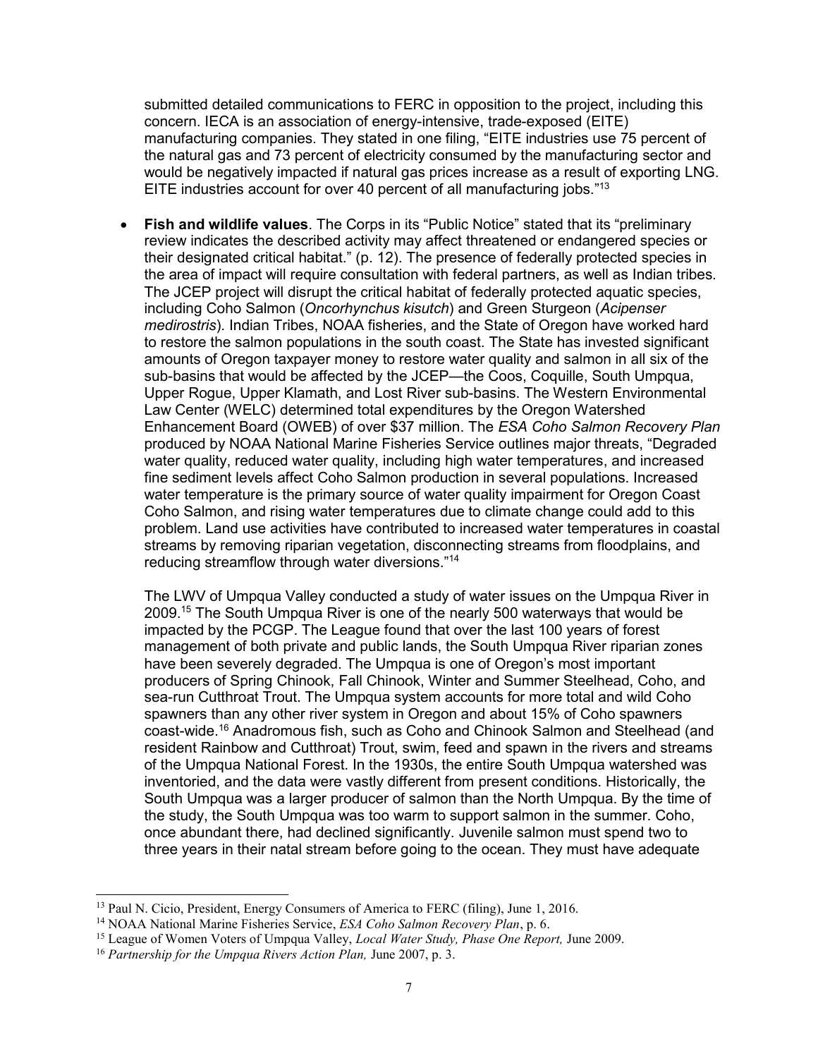submitted detailed communications to FERC in opposition to the project, including this concern. IECA is an association of energy-intensive, trade-exposed (EITE) manufacturing companies. They stated in one filing, "EITE industries use 75 percent of the natural gas and 73 percent of electricity consumed by the manufacturing sector and would be negatively impacted if natural gas prices increase as a result of exporting LNG. EITE industries account for over 40 percent of all manufacturing jobs."[13]

- **Fish and wildlife values**. The Corps in its "Public Notice" stated that its "preliminary review indicates the described activity may affect threatened or endangered species or their designated critical habitat." (p. 12). The presence of federally protected species in the area of impact will require consultation with federal partners, as well as Indian tribes. The JCEP project will disrupt the critical habitat of federally protected aquatic species, including Coho Salmon (*Oncorhynchus kisutch*) and Green Sturgeon (*Acipenser medirostris*). Indian Tribes, NOAA fisheries, and the State of Oregon have worked hard to restore the salmon populations in the south coast. The State has invested significant amounts of Oregon taxpayer money to restore water quality and salmon in all six of the sub-basins that would be affected by the JCEP—the Coos, Coquille, South Umpqua, Upper Rogue, Upper Klamath, and Lost River sub-basins. The Western Environmental Law Center (WELC) determined total expenditures by the Oregon Watershed Enhancement Board (OWEB) of over $37 million. The *ESA Coho Salmon Recovery Plan* produced by NOAA National Marine Fisheries Service outlines major threats, "Degraded water quality, reduced water quality, including high water temperatures, and increased fine sediment levels affect Coho Salmon production in several populations. Increased water temperature is the primary source of water quality impairment for Oregon Coast Coho Salmon, and rising water temperatures due to climate change could add to this problem. Land use activities have contributed to increased water temperatures in coastal streams by removing riparian vegetation, disconnecting streams from floodplains, and reducing streamflow through water diversions."[14]

  The LWV of Umpqua Valley conducted a study of water issues on the Umpqua River in 2009.[15] The South Umpqua River is one of the nearly 500 waterways that would be impacted by the PCGP. The League found that over the last 100 years of forest management of both private and public lands, the South Umpqua River riparian zones have been severely degraded. The Umpqua is one of Oregon's most important producers of Spring Chinook, Fall Chinook, Winter and Summer Steelhead, Coho, and sea-run Cutthroat Trout. The Umpqua system accounts for more total and wild Coho spawners than any other river system in Oregon and about 15% of Coho spawners coast-wide.[16] Anadromous fish, such as Coho and Chinook Salmon and Steelhead (and resident Rainbow and Cutthroat) Trout, swim, feed and spawn in the rivers and streams of the Umpqua National Forest. In the 1930s, the entire South Umpqua watershed was inventoried, and the data were vastly different from present conditions. Historically, the South Umpqua was a larger producer of salmon than the North Umpqua. By the time of the study, the South Umpqua was too warm to support salmon in the summer. Coho, once abundant there, had declined significantly. Juvenile salmon must spend two to three years in their natal stream before going to the ocean. They must have adequate

---

[13] Paul N. Cicio, President, Energy Consumers of America to FERC (filing), June 1, 2016.

[14] NOAA National Marine Fisheries Service, *ESA Coho Salmon Recovery Plan*, p. 6.

[15] League of Women Voters of Umpqua Valley, *Local Water Study, Phase One Report,* June 2009.

[16] *Partnership for the Umpqua Rivers Action Plan,* June 2007, p. 3.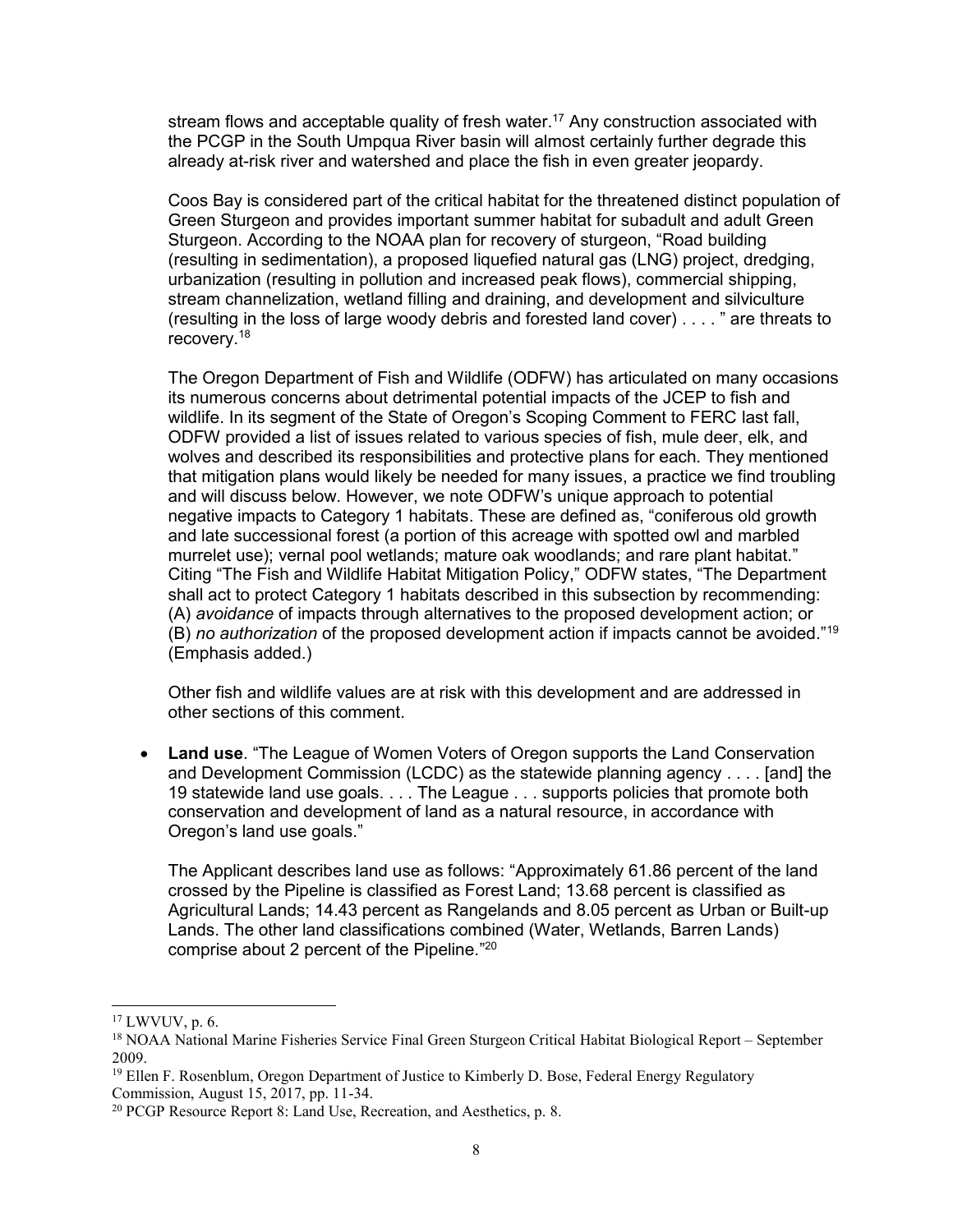stream flows and acceptable quality of fresh water.[17] Any construction associated with the PCGP in the South Umpqua River basin will almost certainly further degrade this already at-risk river and watershed and place the fish in even greater jeopardy.

Coos Bay is considered part of the critical habitat for the threatened distinct population of Green Sturgeon and provides important summer habitat for subadult and adult Green Sturgeon. According to the NOAA plan for recovery of sturgeon, "Road building (resulting in sedimentation), a proposed liquefied natural gas (LNG) project, dredging, urbanization (resulting in pollution and increased peak flows), commercial shipping, stream channelization, wetland filling and draining, and development and silviculture (resulting in the loss of large woody debris and forested land cover) . . . . " are threats to recovery.[18]

The Oregon Department of Fish and Wildlife (ODFW) has articulated on many occasions its numerous concerns about detrimental potential impacts of the JCEP to fish and wildlife. In its segment of the State of Oregon's Scoping Comment to FERC last fall, ODFW provided a list of issues related to various species of fish, mule deer, elk, and wolves and described its responsibilities and protective plans for each. They mentioned that mitigation plans would likely be needed for many issues, a practice we find troubling and will discuss below. However, we note ODFW's unique approach to potential negative impacts to Category 1 habitats. These are defined as, "coniferous old growth and late successional forest (a portion of this acreage with spotted owl and marbled murrelet use); vernal pool wetlands; mature oak woodlands; and rare plant habitat." Citing "The Fish and Wildlife Habitat Mitigation Policy," ODFW states, "The Department shall act to protect Category 1 habitats described in this subsection by recommending: (A) *avoidance* of impacts through alternatives to the proposed development action; or (B) *no authorization* of the proposed development action if impacts cannot be avoided."[19] (Emphasis added.)

Other fish and wildlife values are at risk with this development and are addressed in other sections of this comment.

- **Land use**. "The League of Women Voters of Oregon supports the Land Conservation and Development Commission (LCDC) as the statewide planning agency . . . . [and] the 19 statewide land use goals. . . . The League . . . supports policies that promote both conservation and development of land as a natural resource, in accordance with Oregon's land use goals."

  The Applicant describes land use as follows: "Approximately 61.86 percent of the land crossed by the Pipeline is classified as Forest Land; 13.68 percent is classified as Agricultural Lands; 14.43 percent as Rangelands and 8.05 percent as Urban or Built-up Lands. The other land classifications combined (Water, Wetlands, Barren Lands) comprise about 2 percent of the Pipeline."[20]

---

[17] LWVUV, p. 6.

[18] NOAA National Marine Fisheries Service Final Green Sturgeon Critical Habitat Biological Report – September 2009.

[19] Ellen F. Rosenblum, Oregon Department of Justice to Kimberly D. Bose, Federal Energy Regulatory Commission, August 15, 2017, pp. 11-34.

[20] PCGP Resource Report 8: Land Use, Recreation, and Aesthetics, p. 8.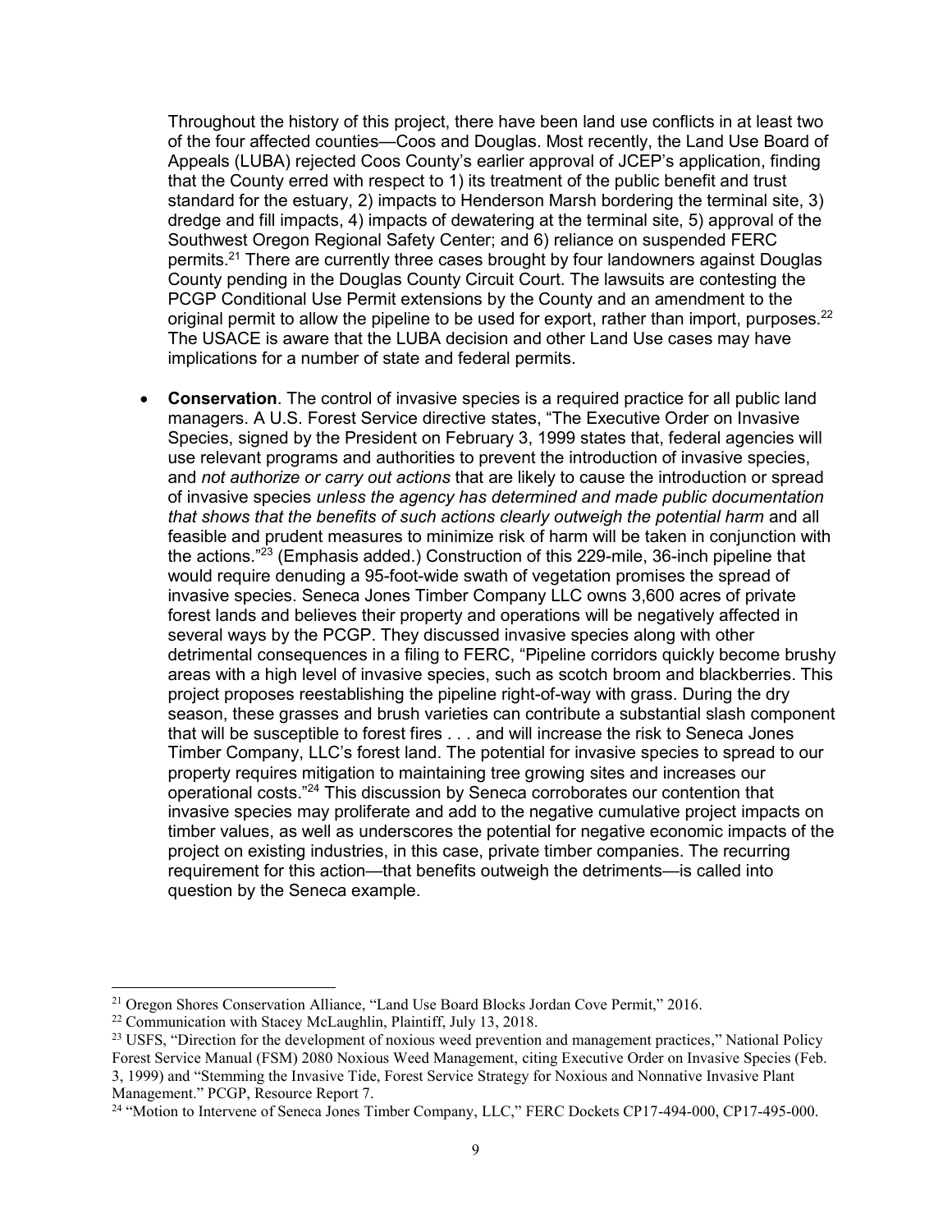Throughout the history of this project, there have been land use conflicts in at least two of the four affected counties—Coos and Douglas. Most recently, the Land Use Board of Appeals (LUBA) rejected Coos County's earlier approval of JCEP's application, finding that the County erred with respect to 1) its treatment of the public benefit and trust standard for the estuary, 2) impacts to Henderson Marsh bordering the terminal site, 3) dredge and fill impacts, 4) impacts of dewatering at the terminal site, 5) approval of the Southwest Oregon Regional Safety Center; and 6) reliance on suspended FERC permits.[21] There are currently three cases brought by four landowners against Douglas County pending in the Douglas County Circuit Court. The lawsuits are contesting the PCGP Conditional Use Permit extensions by the County and an amendment to the original permit to allow the pipeline to be used for export, rather than import, purposes.[22] The USACE is aware that the LUBA decision and other Land Use cases may have implications for a number of state and federal permits.

- **Conservation**. The control of invasive species is a required practice for all public land managers. A U.S. Forest Service directive states, "The Executive Order on Invasive Species, signed by the President on February 3, 1999 states that, federal agencies will use relevant programs and authorities to prevent the introduction of invasive species, and *not authorize or carry out actions* that are likely to cause the introduction or spread of invasive species *unless the agency has determined and made public documentation that shows that the benefits of such actions clearly outweigh the potential harm* and all feasible and prudent measures to minimize risk of harm will be taken in conjunction with the actions."[23] (Emphasis added.) Construction of this 229-mile, 36-inch pipeline that would require denuding a 95-foot-wide swath of vegetation promises the spread of invasive species. Seneca Jones Timber Company LLC owns 3,600 acres of private forest lands and believes their property and operations will be negatively affected in several ways by the PCGP. They discussed invasive species along with other detrimental consequences in a filing to FERC, "Pipeline corridors quickly become brushy areas with a high level of invasive species, such as scotch broom and blackberries. This project proposes reestablishing the pipeline right-of-way with grass. During the dry season, these grasses and brush varieties can contribute a substantial slash component that will be susceptible to forest fires . . . and will increase the risk to Seneca Jones Timber Company, LLC's forest land. The potential for invasive species to spread to our property requires mitigation to maintaining tree growing sites and increases our operational costs."[24] This discussion by Seneca corroborates our contention that invasive species may proliferate and add to the negative cumulative project impacts on timber values, as well as underscores the potential for negative economic impacts of the project on existing industries, in this case, private timber companies. The recurring requirement for this action—that benefits outweigh the detriments—is called into question by the Seneca example.

---

[21] Oregon Shores Conservation Alliance, "Land Use Board Blocks Jordan Cove Permit," 2016.

[22] Communication with Stacey McLaughlin, Plaintiff, July 13, 2018.

[23] USFS, "Direction for the development of noxious weed prevention and management practices," National Policy Forest Service Manual (FSM) 2080 Noxious Weed Management, citing Executive Order on Invasive Species (Feb. 3, 1999) and "Stemming the Invasive Tide, Forest Service Strategy for Noxious and Nonnative Invasive Plant Management." PCGP, Resource Report 7.

[24] "Motion to Intervene of Seneca Jones Timber Company, LLC," FERC Dockets CP17-494-000, CP17-495-000.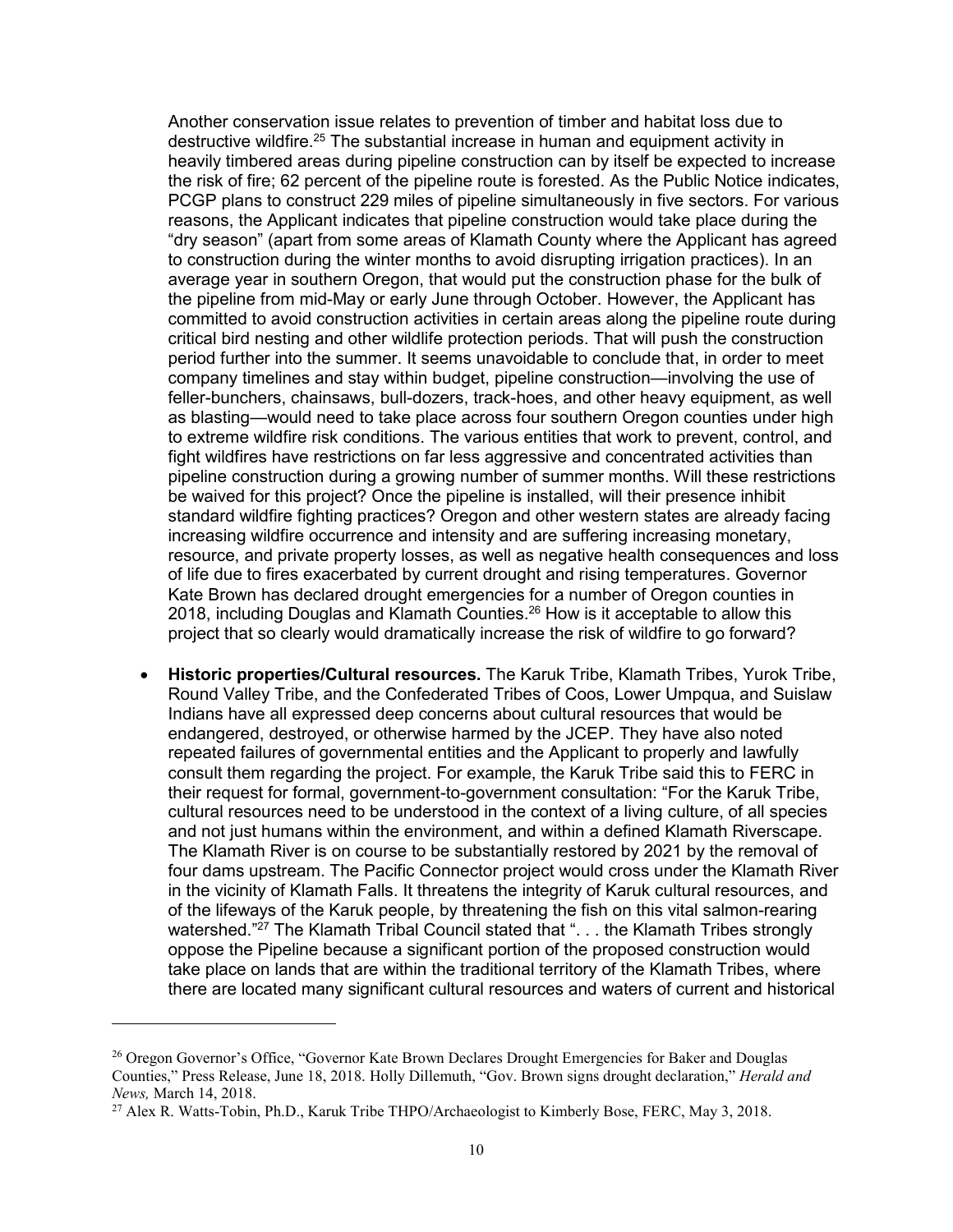Another conservation issue relates to prevention of timber and habitat loss due to destructive wildfire.[25] The substantial increase in human and equipment activity in heavily timbered areas during pipeline construction can by itself be expected to increase the risk of fire; 62 percent of the pipeline route is forested. As the Public Notice indicates, PCGP plans to construct 229 miles of pipeline simultaneously in five sectors. For various reasons, the Applicant indicates that pipeline construction would take place during the "dry season" (apart from some areas of Klamath County where the Applicant has agreed to construction during the winter months to avoid disrupting irrigation practices). In an average year in southern Oregon, that would put the construction phase for the bulk of the pipeline from mid-May or early June through October. However, the Applicant has committed to avoid construction activities in certain areas along the pipeline route during critical bird nesting and other wildlife protection periods. That will push the construction period further into the summer. It seems unavoidable to conclude that, in order to meet company timelines and stay within budget, pipeline construction—involving the use of feller-bunchers, chainsaws, bull-dozers, track-hoes, and other heavy equipment, as well as blasting—would need to take place across four southern Oregon counties under high to extreme wildfire risk conditions. The various entities that work to prevent, control, and fight wildfires have restrictions on far less aggressive and concentrated activities than pipeline construction during a growing number of summer months. Will these restrictions be waived for this project? Once the pipeline is installed, will their presence inhibit standard wildfire fighting practices? Oregon and other western states are already facing increasing wildfire occurrence and intensity and are suffering increasing monetary, resource, and private property losses, as well as negative health consequences and loss of life due to fires exacerbated by current drought and rising temperatures. Governor Kate Brown has declared drought emergencies for a number of Oregon counties in 2018, including Douglas and Klamath Counties.[26] How is it acceptable to allow this project that so clearly would dramatically increase the risk of wildfire to go forward?

- **Historic properties/Cultural resources.** The Karuk Tribe, Klamath Tribes, Yurok Tribe, Round Valley Tribe, and the Confederated Tribes of Coos, Lower Umpqua, and Suislaw Indians have all expressed deep concerns about cultural resources that would be endangered, destroyed, or otherwise harmed by the JCEP. They have also noted repeated failures of governmental entities and the Applicant to properly and lawfully consult them regarding the project. For example, the Karuk Tribe said this to FERC in their request for formal, government-to-government consultation: "For the Karuk Tribe, cultural resources need to be understood in the context of a living culture, of all species and not just humans within the environment, and within a defined Klamath Riverscape. The Klamath River is on course to be substantially restored by 2021 by the removal of four dams upstream. The Pacific Connector project would cross under the Klamath River in the vicinity of Klamath Falls. It threatens the integrity of Karuk cultural resources, and of the lifeways of the Karuk people, by threatening the fish on this vital salmon-rearing watershed."[27] The Klamath Tribal Council stated that ". . . the Klamath Tribes strongly oppose the Pipeline because a significant portion of the proposed construction would take place on lands that are within the traditional territory of the Klamath Tribes, where there are located many significant cultural resources and waters of current and historical

---

[26] Oregon Governor's Office, "Governor Kate Brown Declares Drought Emergencies for Baker and Douglas Counties," Press Release, June 18, 2018. Holly Dillemuth, "Gov. Brown signs drought declaration," *Herald and News,* March 14, 2018.

[27] Alex R. Watts-Tobin, Ph.D., Karuk Tribe THPO/Archaeologist to Kimberly Bose, FERC, May 3, 2018.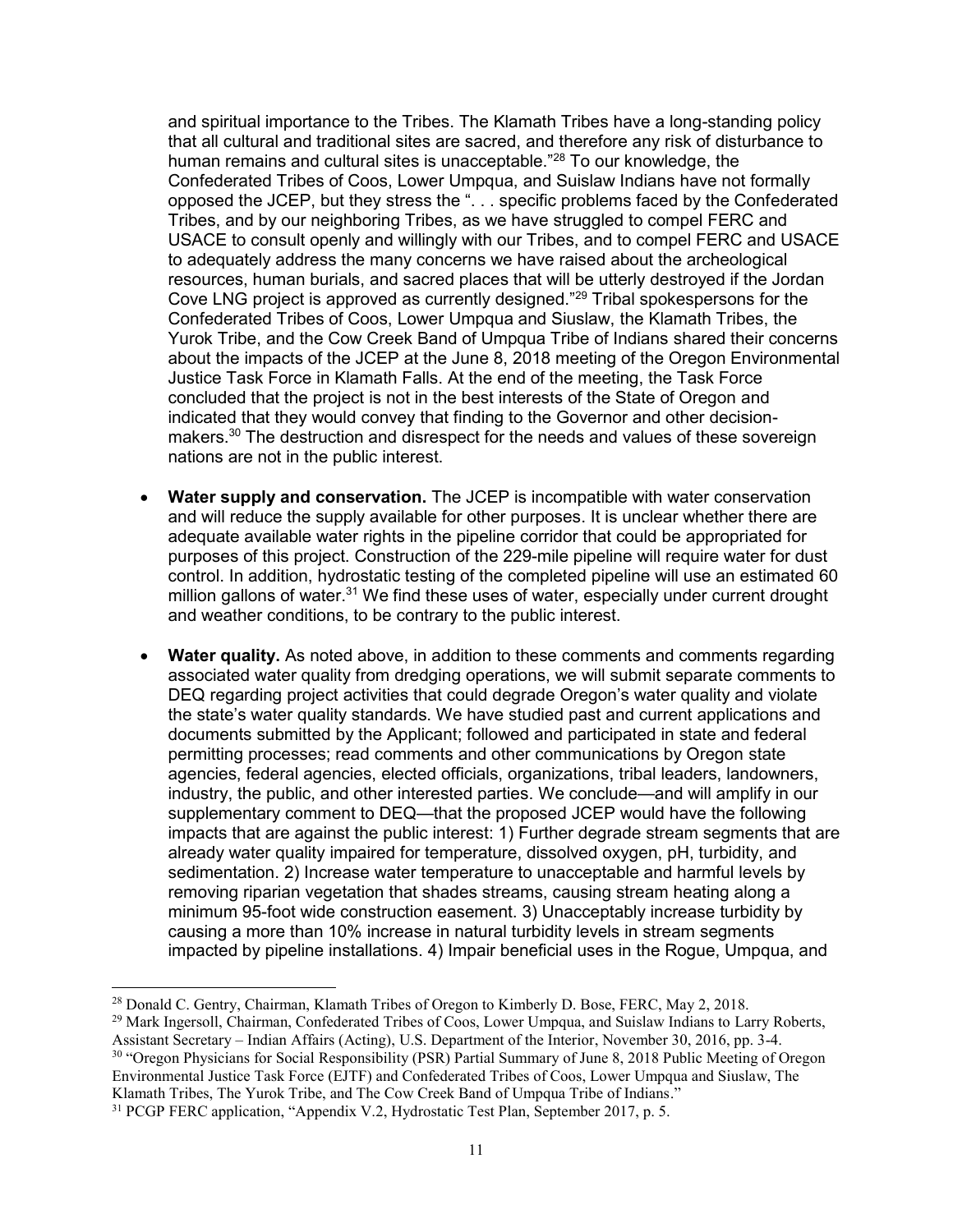and spiritual importance to the Tribes. The Klamath Tribes have a long-standing policy that all cultural and traditional sites are sacred, and therefore any risk of disturbance to human remains and cultural sites is unacceptable."[28] To our knowledge, the Confederated Tribes of Coos, Lower Umpqua, and Suislaw Indians have not formally opposed the JCEP, but they stress the ". . . specific problems faced by the Confederated Tribes, and by our neighboring Tribes, as we have struggled to compel FERC and USACE to consult openly and willingly with our Tribes, and to compel FERC and USACE to adequately address the many concerns we have raised about the archeological resources, human burials, and sacred places that will be utterly destroyed if the Jordan Cove LNG project is approved as currently designed."[29] Tribal spokespersons for the Confederated Tribes of Coos, Lower Umpqua and Siuslaw, the Klamath Tribes, the Yurok Tribe, and the Cow Creek Band of Umpqua Tribe of Indians shared their concerns about the impacts of the JCEP at the June 8, 2018 meeting of the Oregon Environmental Justice Task Force in Klamath Falls. At the end of the meeting, the Task Force concluded that the project is not in the best interests of the State of Oregon and indicated that they would convey that finding to the Governor and other decision-makers.[30] The destruction and disrespect for the needs and values of these sovereign nations are not in the public interest.

- **Water supply and conservation.** The JCEP is incompatible with water conservation and will reduce the supply available for other purposes. It is unclear whether there are adequate available water rights in the pipeline corridor that could be appropriated for purposes of this project. Construction of the 229-mile pipeline will require water for dust control. In addition, hydrostatic testing of the completed pipeline will use an estimated 60 million gallons of water.[31] We find these uses of water, especially under current drought and weather conditions, to be contrary to the public interest.

- **Water quality.** As noted above, in addition to these comments and comments regarding associated water quality from dredging operations, we will submit separate comments to DEQ regarding project activities that could degrade Oregon's water quality and violate the state's water quality standards. We have studied past and current applications and documents submitted by the Applicant; followed and participated in state and federal permitting processes; read comments and other communications by Oregon state agencies, federal agencies, elected officials, organizations, tribal leaders, landowners, industry, the public, and other interested parties. We conclude—and will amplify in our supplementary comment to DEQ—that the proposed JCEP would have the following impacts that are against the public interest: 1) Further degrade stream segments that are already water quality impaired for temperature, dissolved oxygen, pH, turbidity, and sedimentation. 2) Increase water temperature to unacceptable and harmful levels by removing riparian vegetation that shades streams, causing stream heating along a minimum 95-foot wide construction easement. 3) Unacceptably increase turbidity by causing a more than 10% increase in natural turbidity levels in stream segments impacted by pipeline installations. 4) Impair beneficial uses in the Rogue, Umpqua, and

---

[28] Donald C. Gentry, Chairman, Klamath Tribes of Oregon to Kimberly D. Bose, FERC, May 2, 2018.

[29] Mark Ingersoll, Chairman, Confederated Tribes of Coos, Lower Umpqua, and Suislaw Indians to Larry Roberts, Assistant Secretary – Indian Affairs (Acting), U.S. Department of the Interior, November 30, 2016, pp. 3-4.

[30] "Oregon Physicians for Social Responsibility (PSR) Partial Summary of June 8, 2018 Public Meeting of Oregon Environmental Justice Task Force (EJTF) and Confederated Tribes of Coos, Lower Umpqua and Siuslaw, The Klamath Tribes, The Yurok Tribe, and The Cow Creek Band of Umpqua Tribe of Indians."

[31] PCGP FERC application, "Appendix V.2, Hydrostatic Test Plan, September 2017, p. 5.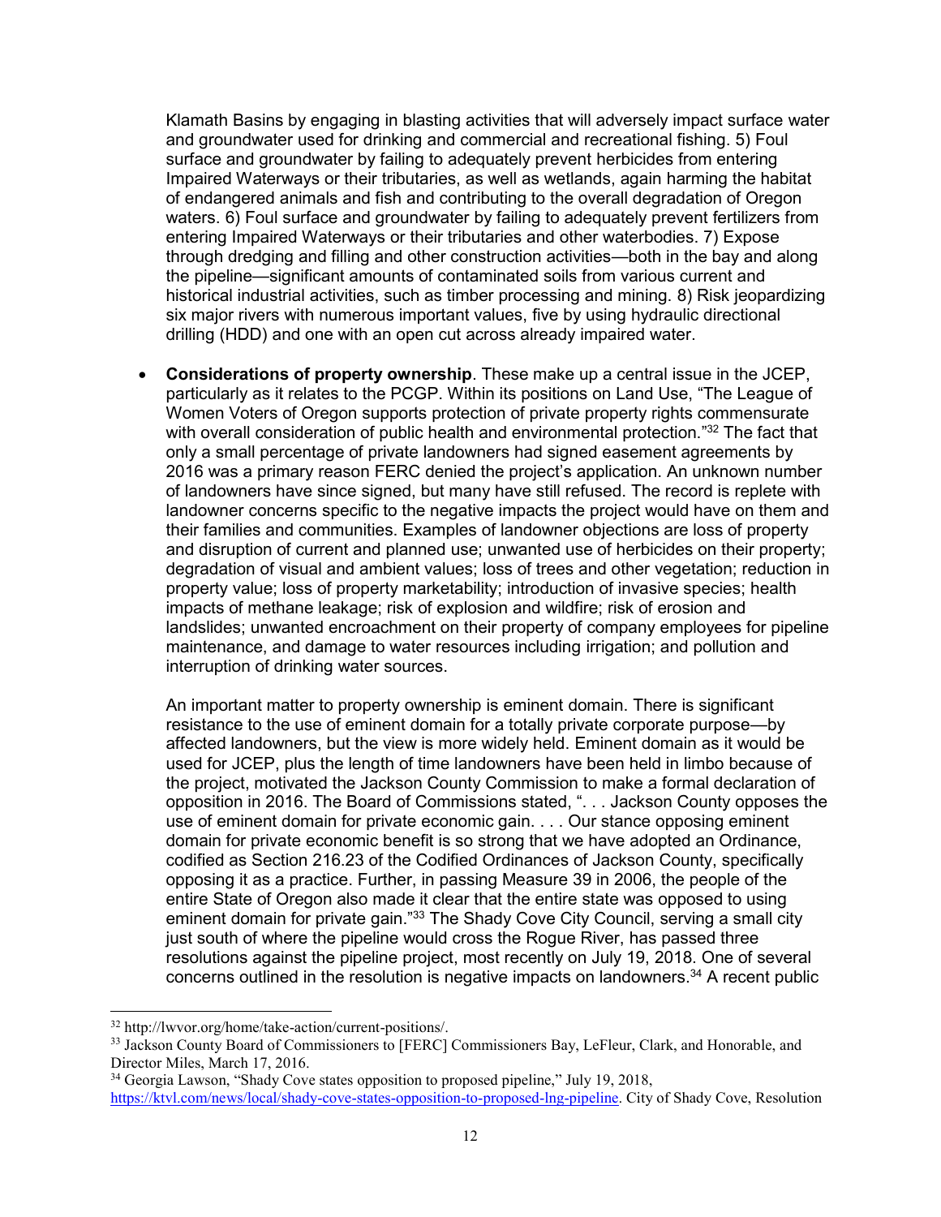Klamath Basins by engaging in blasting activities that will adversely impact surface water and groundwater used for drinking and commercial and recreational fishing. 5) Foul surface and groundwater by failing to adequately prevent herbicides from entering Impaired Waterways or their tributaries, as well as wetlands, again harming the habitat of endangered animals and fish and contributing to the overall degradation of Oregon waters. 6) Foul surface and groundwater by failing to adequately prevent fertilizers from entering Impaired Waterways or their tributaries and other waterbodies. 7) Expose through dredging and filling and other construction activities—both in the bay and along the pipeline—significant amounts of contaminated soils from various current and historical industrial activities, such as timber processing and mining. 8) Risk jeopardizing six major rivers with numerous important values, five by using hydraulic directional drilling (HDD) and one with an open cut across already impaired water.

- **Considerations of property ownership**. These make up a central issue in the JCEP, particularly as it relates to the PCGP. Within its positions on Land Use, "The League of Women Voters of Oregon supports protection of private property rights commensurate with overall consideration of public health and environmental protection."[32] The fact that only a small percentage of private landowners had signed easement agreements by 2016 was a primary reason FERC denied the project's application. An unknown number of landowners have since signed, but many have still refused. The record is replete with landowner concerns specific to the negative impacts the project would have on them and their families and communities. Examples of landowner objections are loss of property and disruption of current and planned use; unwanted use of herbicides on their property; degradation of visual and ambient values; loss of trees and other vegetation; reduction in property value; loss of property marketability; introduction of invasive species; health impacts of methane leakage; risk of explosion and wildfire; risk of erosion and landslides; unwanted encroachment on their property of company employees for pipeline maintenance, and damage to water resources including irrigation; and pollution and interruption of drinking water sources.

  An important matter to property ownership is eminent domain. There is significant resistance to the use of eminent domain for a totally private corporate purpose—by affected landowners, but the view is more widely held. Eminent domain as it would be used for JCEP, plus the length of time landowners have been held in limbo because of the project, motivated the Jackson County Commission to make a formal declaration of opposition in 2016. The Board of Commissions stated, ". . . Jackson County opposes the use of eminent domain for private economic gain. . . . Our stance opposing eminent domain for private economic benefit is so strong that we have adopted an Ordinance, codified as Section 216.23 of the Codified Ordinances of Jackson County, specifically opposing it as a practice. Further, in passing Measure 39 in 2006, the people of the entire State of Oregon also made it clear that the entire state was opposed to using eminent domain for private gain."[33] The Shady Cove City Council, serving a small city just south of where the pipeline would cross the Rogue River, has passed three resolutions against the pipeline project, most recently on July 19, 2018. One of several concerns outlined in the resolution is negative impacts on landowners.[34] A recent public

---

[32] http://lwvor.org/home/take-action/current-positions/.

[33] Jackson County Board of Commissioners to [FERC] Commissioners Bay, LeFleur, Clark, and Honorable, and Director Miles, March 17, 2016.

[34] Georgia Lawson, "Shady Cove states opposition to proposed pipeline," July 19, 2018, https://ktvl.com/news/local/shady-cove-states-opposition-to-proposed-lng-pipeline. City of Shady Cove, Resolution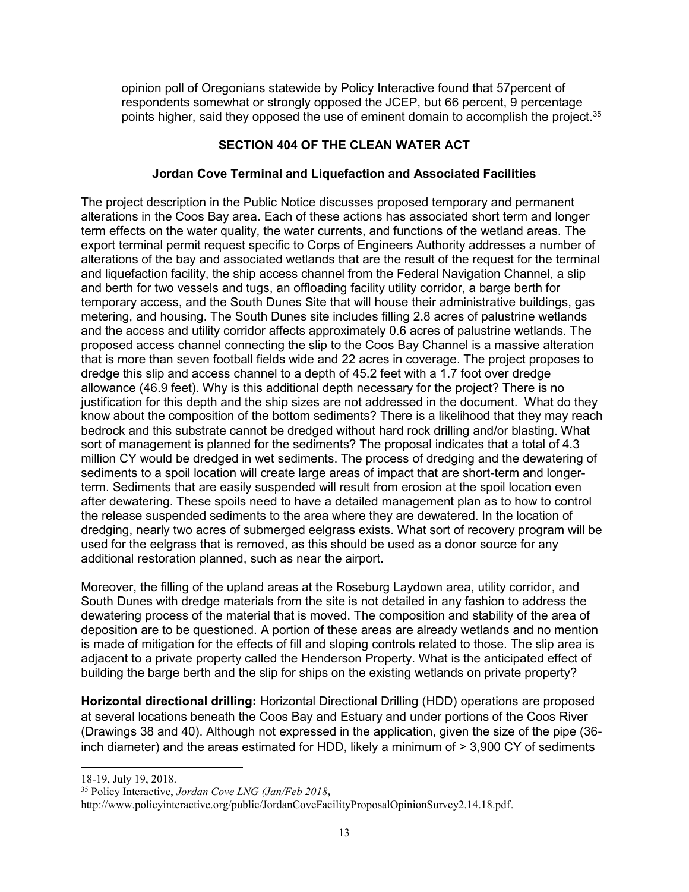opinion poll of Oregonians statewide by Policy Interactive found that 57percent of respondents somewhat or strongly opposed the JCEP, but 66 percent, 9 percentage points higher, said they opposed the use of eminent domain to accomplish the project.[35]

## SECTION 404 OF THE CLEAN WATER ACT

### Jordan Cove Terminal and Liquefaction and Associated Facilities

The project description in the Public Notice discusses proposed temporary and permanent alterations in the Coos Bay area. Each of these actions has associated short term and longer term effects on the water quality, the water currents, and functions of the wetland areas. The export terminal permit request specific to Corps of Engineers Authority addresses a number of alterations of the bay and associated wetlands that are the result of the request for the terminal and liquefaction facility, the ship access channel from the Federal Navigation Channel, a slip and berth for two vessels and tugs, an offloading facility utility corridor, a barge berth for temporary access, and the South Dunes Site that will house their administrative buildings, gas metering, and housing. The South Dunes site includes filling 2.8 acres of palustrine wetlands and the access and utility corridor affects approximately 0.6 acres of palustrine wetlands. The proposed access channel connecting the slip to the Coos Bay Channel is a massive alteration that is more than seven football fields wide and 22 acres in coverage. The project proposes to dredge this slip and access channel to a depth of 45.2 feet with a 1.7 foot over dredge allowance (46.9 feet). Why is this additional depth necessary for the project? There is no justification for this depth and the ship sizes are not addressed in the document. What do they know about the composition of the bottom sediments? There is a likelihood that they may reach bedrock and this substrate cannot be dredged without hard rock drilling and/or blasting. What sort of management is planned for the sediments? The proposal indicates that a total of 4.3 million CY would be dredged in wet sediments. The process of dredging and the dewatering of sediments to a spoil location will create large areas of impact that are short-term and longer-term. Sediments that are easily suspended will result from erosion at the spoil location even after dewatering. These spoils need to have a detailed management plan as to how to control the release suspended sediments to the area where they are dewatered. In the location of dredging, nearly two acres of submerged eelgrass exists. What sort of recovery program will be used for the eelgrass that is removed, as this should be used as a donor source for any additional restoration planned, such as near the airport.

Moreover, the filling of the upland areas at the Roseburg Laydown area, utility corridor, and South Dunes with dredge materials from the site is not detailed in any fashion to address the dewatering process of the material that is moved. The composition and stability of the area of deposition are to be questioned. A portion of these areas are already wetlands and no mention is made of mitigation for the effects of fill and sloping controls related to those. The slip area is adjacent to a private property called the Henderson Property. What is the anticipated effect of building the barge berth and the slip for ships on the existing wetlands on private property?

**Horizontal directional drilling:** Horizontal Directional Drilling (HDD) operations are proposed at several locations beneath the Coos Bay and Estuary and under portions of the Coos River (Drawings 38 and 40). Although not expressed in the application, given the size of the pipe (36-inch diameter) and the areas estimated for HDD, likely a minimum of > 3,900 CY of sediments

---

18-19, July 19, 2018.

[35] Policy Interactive, *Jordan Cove LNG (Jan/Feb 2018***,**
http://www.policyinteractive.org/public/JordanCoveFacilityProposalOpinionSurvey2.14.18.pdf.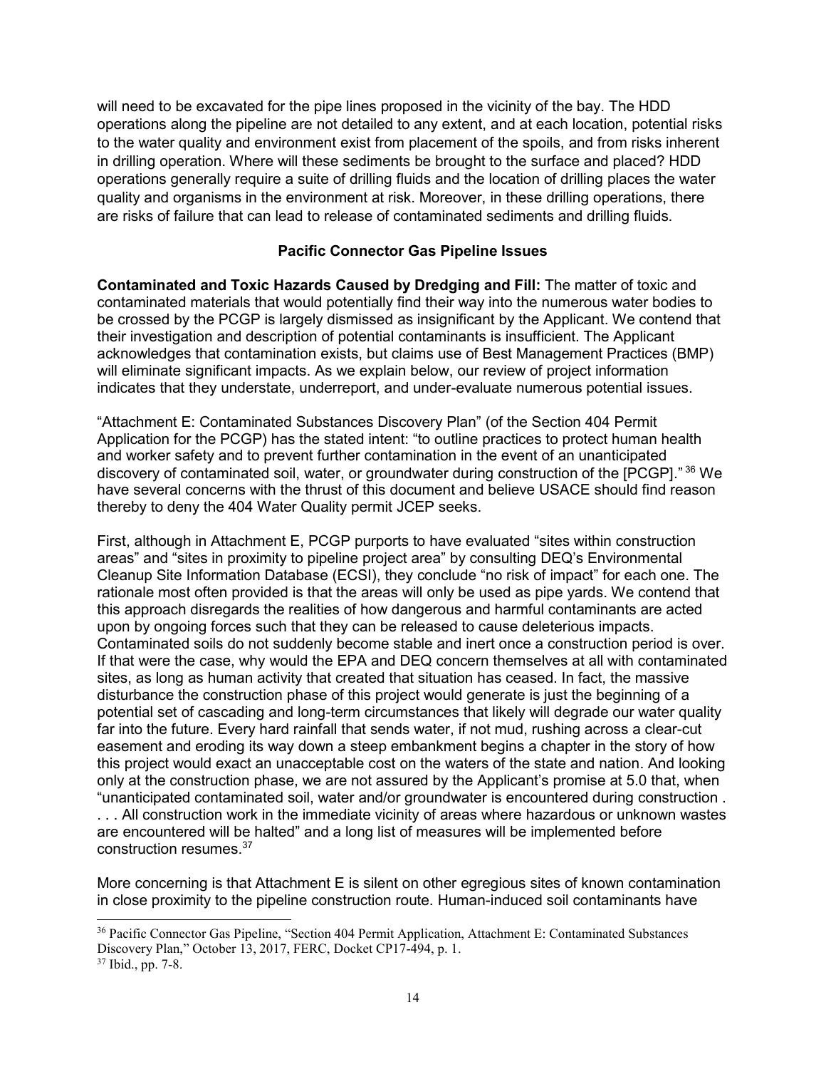will need to be excavated for the pipe lines proposed in the vicinity of the bay. The HDD operations along the pipeline are not detailed to any extent, and at each location, potential risks to the water quality and environment exist from placement of the spoils, and from risks inherent in drilling operation. Where will these sediments be brought to the surface and placed? HDD operations generally require a suite of drilling fluids and the location of drilling places the water quality and organisms in the environment at risk. Moreover, in these drilling operations, there are risks of failure that can lead to release of contaminated sediments and drilling fluids.

## Pacific Connector Gas Pipeline Issues

**Contaminated and Toxic Hazards Caused by Dredging and Fill:** The matter of toxic and contaminated materials that would potentially find their way into the numerous water bodies to be crossed by the PCGP is largely dismissed as insignificant by the Applicant. We contend that their investigation and description of potential contaminants is insufficient. The Applicant acknowledges that contamination exists, but claims use of Best Management Practices (BMP) will eliminate significant impacts. As we explain below, our review of project information indicates that they understate, underreport, and under-evaluate numerous potential issues.

"Attachment E: Contaminated Substances Discovery Plan" (of the Section 404 Permit Application for the PCGP) has the stated intent: "to outline practices to protect human health and worker safety and to prevent further contamination in the event of an unanticipated discovery of contaminated soil, water, or groundwater during construction of the [PCGP]." [36] We have several concerns with the thrust of this document and believe USACE should find reason thereby to deny the 404 Water Quality permit JCEP seeks.

First, although in Attachment E, PCGP purports to have evaluated "sites within construction areas" and "sites in proximity to pipeline project area" by consulting DEQ's Environmental Cleanup Site Information Database (ECSI), they conclude "no risk of impact" for each one. The rationale most often provided is that the areas will only be used as pipe yards. We contend that this approach disregards the realities of how dangerous and harmful contaminants are acted upon by ongoing forces such that they can be released to cause deleterious impacts. Contaminated soils do not suddenly become stable and inert once a construction period is over. If that were the case, why would the EPA and DEQ concern themselves at all with contaminated sites, as long as human activity that created that situation has ceased. In fact, the massive disturbance the construction phase of this project would generate is just the beginning of a potential set of cascading and long-term circumstances that likely will degrade our water quality far into the future. Every hard rainfall that sends water, if not mud, rushing across a clear-cut easement and eroding its way down a steep embankment begins a chapter in the story of how this project would exact an unacceptable cost on the waters of the state and nation. And looking only at the construction phase, we are not assured by the Applicant's promise at 5.0 that, when "unanticipated contaminated soil, water and/or groundwater is encountered during construction . . . . All construction work in the immediate vicinity of areas where hazardous or unknown wastes are encountered will be halted" and a long list of measures will be implemented before construction resumes.[37]

More concerning is that Attachment E is silent on other egregious sites of known contamination in close proximity to the pipeline construction route. Human-induced soil contaminants have

---

[36] Pacific Connector Gas Pipeline, "Section 404 Permit Application, Attachment E: Contaminated Substances Discovery Plan," October 13, 2017, FERC, Docket CP17-494, p. 1.

[37] Ibid., pp. 7-8.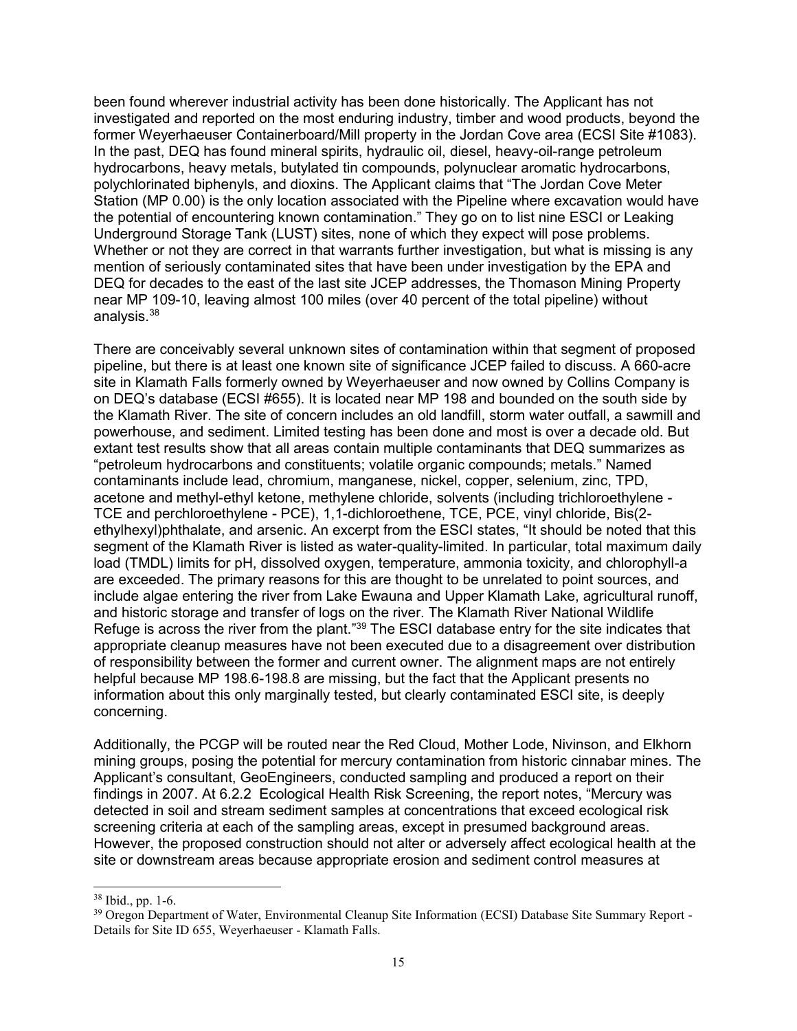been found wherever industrial activity has been done historically. The Applicant has not investigated and reported on the most enduring industry, timber and wood products, beyond the former Weyerhaeuser Containerboard/Mill property in the Jordan Cove area (ECSI Site #1083). In the past, DEQ has found mineral spirits, hydraulic oil, diesel, heavy-oil-range petroleum hydrocarbons, heavy metals, butylated tin compounds, polynuclear aromatic hydrocarbons, polychlorinated biphenyls, and dioxins. The Applicant claims that "The Jordan Cove Meter Station (MP 0.00) is the only location associated with the Pipeline where excavation would have the potential of encountering known contamination." They go on to list nine ESCI or Leaking Underground Storage Tank (LUST) sites, none of which they expect will pose problems. Whether or not they are correct in that warrants further investigation, but what is missing is any mention of seriously contaminated sites that have been under investigation by the EPA and DEQ for decades to the east of the last site JCEP addresses, the Thomason Mining Property near MP 109-10, leaving almost 100 miles (over 40 percent of the total pipeline) without analysis.[38]

There are conceivably several unknown sites of contamination within that segment of proposed pipeline, but there is at least one known site of significance JCEP failed to discuss. A 660-acre site in Klamath Falls formerly owned by Weyerhaeuser and now owned by Collins Company is on DEQ's database (ECSI #655). It is located near MP 198 and bounded on the south side by the Klamath River. The site of concern includes an old landfill, storm water outfall, a sawmill and powerhouse, and sediment. Limited testing has been done and most is over a decade old. But extant test results show that all areas contain multiple contaminants that DEQ summarizes as "petroleum hydrocarbons and constituents; volatile organic compounds; metals." Named contaminants include lead, chromium, manganese, nickel, copper, selenium, zinc, TPD, acetone and methyl-ethyl ketone, methylene chloride, solvents (including trichloroethylene - TCE and perchloroethylene - PCE), 1,1-dichloroethene, TCE, PCE, vinyl chloride, Bis(2-ethylhexyl)phthalate, and arsenic. An excerpt from the ESCI states, "It should be noted that this segment of the Klamath River is listed as water-quality-limited. In particular, total maximum daily load (TMDL) limits for pH, dissolved oxygen, temperature, ammonia toxicity, and chlorophyll-a are exceeded. The primary reasons for this are thought to be unrelated to point sources, and include algae entering the river from Lake Ewauna and Upper Klamath Lake, agricultural runoff, and historic storage and transfer of logs on the river. The Klamath River National Wildlife Refuge is across the river from the plant."[39] The ESCI database entry for the site indicates that appropriate cleanup measures have not been executed due to a disagreement over distribution of responsibility between the former and current owner. The alignment maps are not entirely helpful because MP 198.6-198.8 are missing, but the fact that the Applicant presents no information about this only marginally tested, but clearly contaminated ESCI site, is deeply concerning.

Additionally, the PCGP will be routed near the Red Cloud, Mother Lode, Nivinson, and Elkhorn mining groups, posing the potential for mercury contamination from historic cinnabar mines. The Applicant's consultant, GeoEngineers, conducted sampling and produced a report on their findings in 2007. At 6.2.2 Ecological Health Risk Screening, the report notes, "Mercury was detected in soil and stream sediment samples at concentrations that exceed ecological risk screening criteria at each of the sampling areas, except in presumed background areas. However, the proposed construction should not alter or adversely affect ecological health at the site or downstream areas because appropriate erosion and sediment control measures at

[38] Ibid., pp. 1-6.

[39] Oregon Department of Water, Environmental Cleanup Site Information (ECSI) Database Site Summary Report - Details for Site ID 655, Weyerhaeuser - Klamath Falls.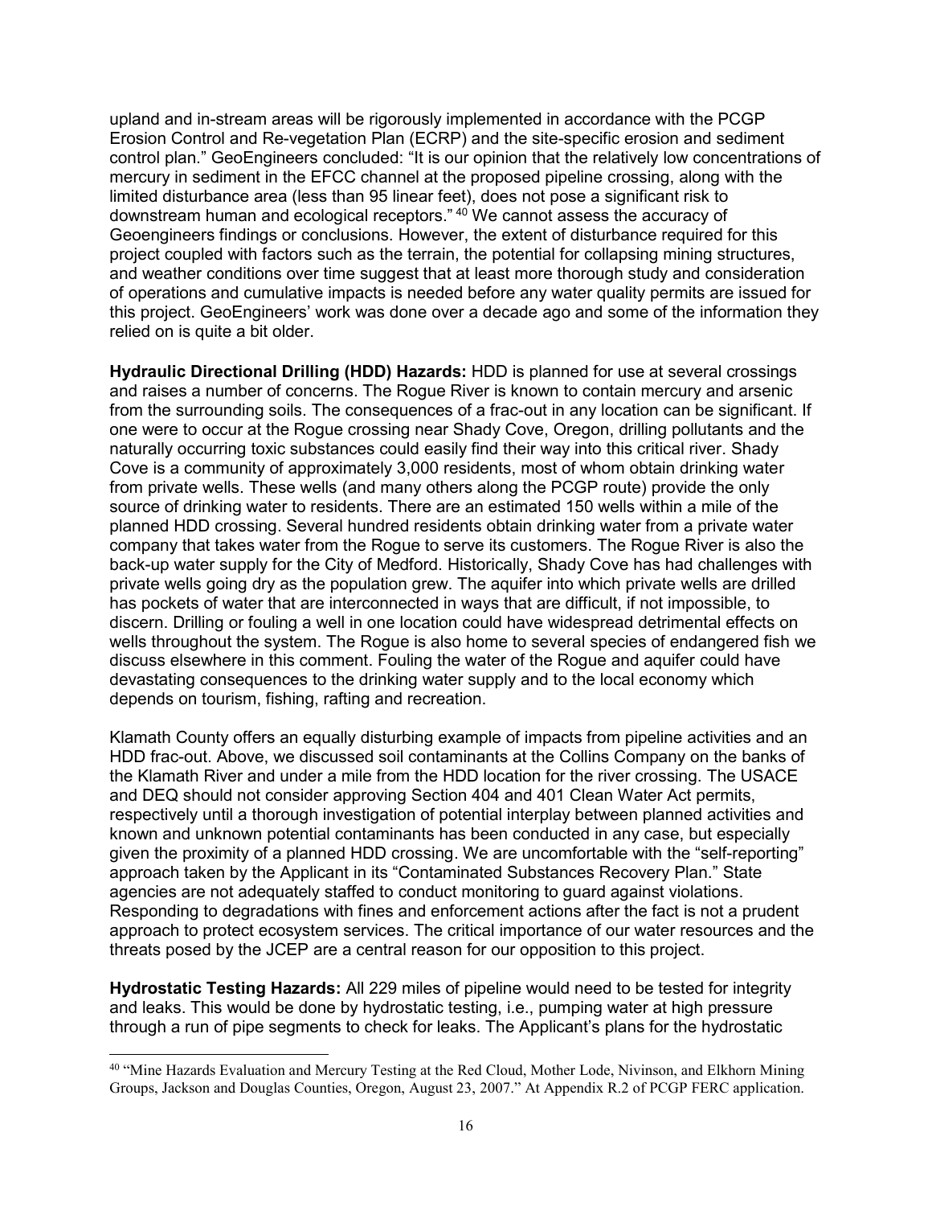upland and in-stream areas will be rigorously implemented in accordance with the PCGP Erosion Control and Re-vegetation Plan (ECRP) and the site-specific erosion and sediment control plan." GeoEngineers concluded: "It is our opinion that the relatively low concentrations of mercury in sediment in the EFCC channel at the proposed pipeline crossing, along with the limited disturbance area (less than 95 linear feet), does not pose a significant risk to downstream human and ecological receptors." [40] We cannot assess the accuracy of Geoengineers findings or conclusions. However, the extent of disturbance required for this project coupled with factors such as the terrain, the potential for collapsing mining structures, and weather conditions over time suggest that at least more thorough study and consideration of operations and cumulative impacts is needed before any water quality permits are issued for this project. GeoEngineers' work was done over a decade ago and some of the information they relied on is quite a bit older.

**Hydraulic Directional Drilling (HDD) Hazards:** HDD is planned for use at several crossings and raises a number of concerns. The Rogue River is known to contain mercury and arsenic from the surrounding soils. The consequences of a frac-out in any location can be significant. If one were to occur at the Rogue crossing near Shady Cove, Oregon, drilling pollutants and the naturally occurring toxic substances could easily find their way into this critical river. Shady Cove is a community of approximately 3,000 residents, most of whom obtain drinking water from private wells. These wells (and many others along the PCGP route) provide the only source of drinking water to residents. There are an estimated 150 wells within a mile of the planned HDD crossing. Several hundred residents obtain drinking water from a private water company that takes water from the Rogue to serve its customers. The Rogue River is also the back-up water supply for the City of Medford. Historically, Shady Cove has had challenges with private wells going dry as the population grew. The aquifer into which private wells are drilled has pockets of water that are interconnected in ways that are difficult, if not impossible, to discern. Drilling or fouling a well in one location could have widespread detrimental effects on wells throughout the system. The Rogue is also home to several species of endangered fish we discuss elsewhere in this comment. Fouling the water of the Rogue and aquifer could have devastating consequences to the drinking water supply and to the local economy which depends on tourism, fishing, rafting and recreation.

Klamath County offers an equally disturbing example of impacts from pipeline activities and an HDD frac-out. Above, we discussed soil contaminants at the Collins Company on the banks of the Klamath River and under a mile from the HDD location for the river crossing. The USACE and DEQ should not consider approving Section 404 and 401 Clean Water Act permits, respectively until a thorough investigation of potential interplay between planned activities and known and unknown potential contaminants has been conducted in any case, but especially given the proximity of a planned HDD crossing. We are uncomfortable with the "self-reporting" approach taken by the Applicant in its "Contaminated Substances Recovery Plan." State agencies are not adequately staffed to conduct monitoring to guard against violations. Responding to degradations with fines and enforcement actions after the fact is not a prudent approach to protect ecosystem services. The critical importance of our water resources and the threats posed by the JCEP are a central reason for our opposition to this project.

**Hydrostatic Testing Hazards:** All 229 miles of pipeline would need to be tested for integrity and leaks. This would be done by hydrostatic testing, i.e., pumping water at high pressure through a run of pipe segments to check for leaks. The Applicant's plans for the hydrostatic

[40] "Mine Hazards Evaluation and Mercury Testing at the Red Cloud, Mother Lode, Nivinson, and Elkhorn Mining Groups, Jackson and Douglas Counties, Oregon, August 23, 2007." At Appendix R.2 of PCGP FERC application.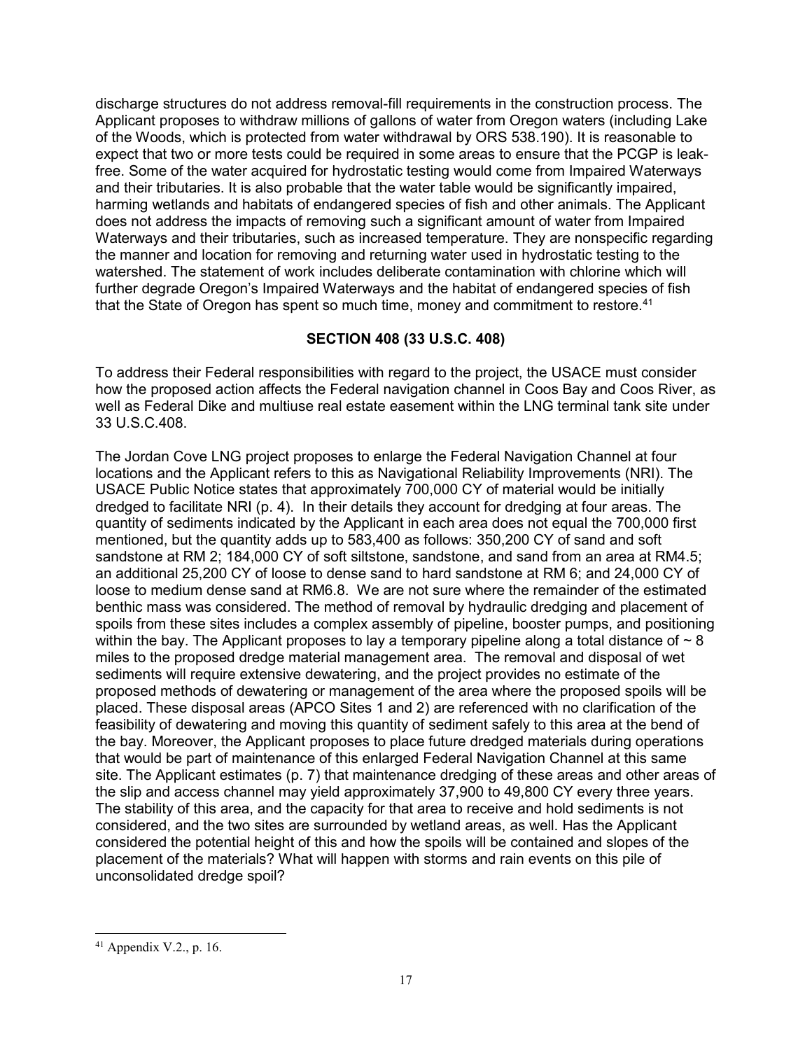discharge structures do not address removal-fill requirements in the construction process. The Applicant proposes to withdraw millions of gallons of water from Oregon waters (including Lake of the Woods, which is protected from water withdrawal by ORS 538.190). It is reasonable to expect that two or more tests could be required in some areas to ensure that the PCGP is leak-free. Some of the water acquired for hydrostatic testing would come from Impaired Waterways and their tributaries. It is also probable that the water table would be significantly impaired, harming wetlands and habitats of endangered species of fish and other animals. The Applicant does not address the impacts of removing such a significant amount of water from Impaired Waterways and their tributaries, such as increased temperature. They are nonspecific regarding the manner and location for removing and returning water used in hydrostatic testing to the watershed. The statement of work includes deliberate contamination with chlorine which will further degrade Oregon's Impaired Waterways and the habitat of endangered species of fish that the State of Oregon has spent so much time, money and commitment to restore.[41]

## SECTION 408 (33 U.S.C. 408)

To address their Federal responsibilities with regard to the project, the USACE must consider how the proposed action affects the Federal navigation channel in Coos Bay and Coos River, as well as Federal Dike and multiuse real estate easement within the LNG terminal tank site under 33 U.S.C.408.

The Jordan Cove LNG project proposes to enlarge the Federal Navigation Channel at four locations and the Applicant refers to this as Navigational Reliability Improvements (NRI). The USACE Public Notice states that approximately 700,000 CY of material would be initially dredged to facilitate NRI (p. 4). In their details they account for dredging at four areas. The quantity of sediments indicated by the Applicant in each area does not equal the 700,000 first mentioned, but the quantity adds up to 583,400 as follows: 350,200 CY of sand and soft sandstone at RM 2; 184,000 CY of soft siltstone, sandstone, and sand from an area at RM4.5; an additional 25,200 CY of loose to dense sand to hard sandstone at RM 6; and 24,000 CY of loose to medium dense sand at RM6.8. We are not sure where the remainder of the estimated benthic mass was considered. The method of removal by hydraulic dredging and placement of spoils from these sites includes a complex assembly of pipeline, booster pumps, and positioning within the bay. The Applicant proposes to lay a temporary pipeline along a total distance of ~ 8 miles to the proposed dredge material management area. The removal and disposal of wet sediments will require extensive dewatering, and the project provides no estimate of the proposed methods of dewatering or management of the area where the proposed spoils will be placed. These disposal areas (APCO Sites 1 and 2) are referenced with no clarification of the feasibility of dewatering and moving this quantity of sediment safely to this area at the bend of the bay. Moreover, the Applicant proposes to place future dredged materials during operations that would be part of maintenance of this enlarged Federal Navigation Channel at this same site. The Applicant estimates (p. 7) that maintenance dredging of these areas and other areas of the slip and access channel may yield approximately 37,900 to 49,800 CY every three years. The stability of this area, and the capacity for that area to receive and hold sediments is not considered, and the two sites are surrounded by wetland areas, as well. Has the Applicant considered the potential height of this and how the spoils will be contained and slopes of the placement of the materials? What will happen with storms and rain events on this pile of unconsolidated dredge spoil?

---

[41] Appendix V.2., p. 16.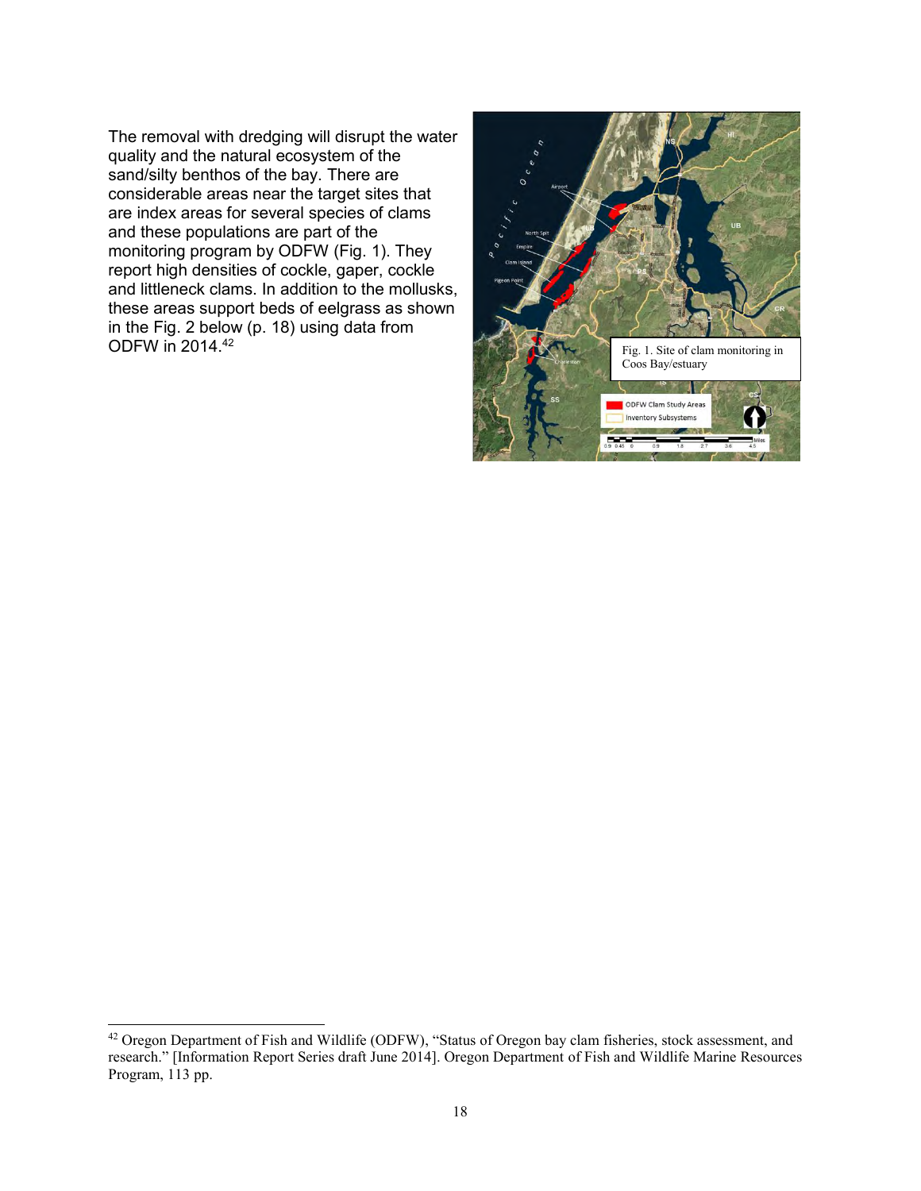The removal with dredging will disrupt the water quality and the natural ecosystem of the sand/silty benthos of the bay. There are considerable areas near the target sites that are index areas for several species of clams and these populations are part of the monitoring program by ODFW (Fig. 1). They report high densities of cockle, gaper, cockle and littleneck clams. In addition to the mollusks, these areas support beds of eelgrass as shown in the Fig. 2 below (p. 18) using data from ODFW in 2014.[42]

Fig. 1. Site of clam monitoring in Coos Bay/estuary

[42] Oregon Department of Fish and Wildlife (ODFW), "Status of Oregon bay clam fisheries, stock assessment, and research." [Information Report Series draft June 2014]. Oregon Department of Fish and Wildlife Marine Resources Program, 113 pp.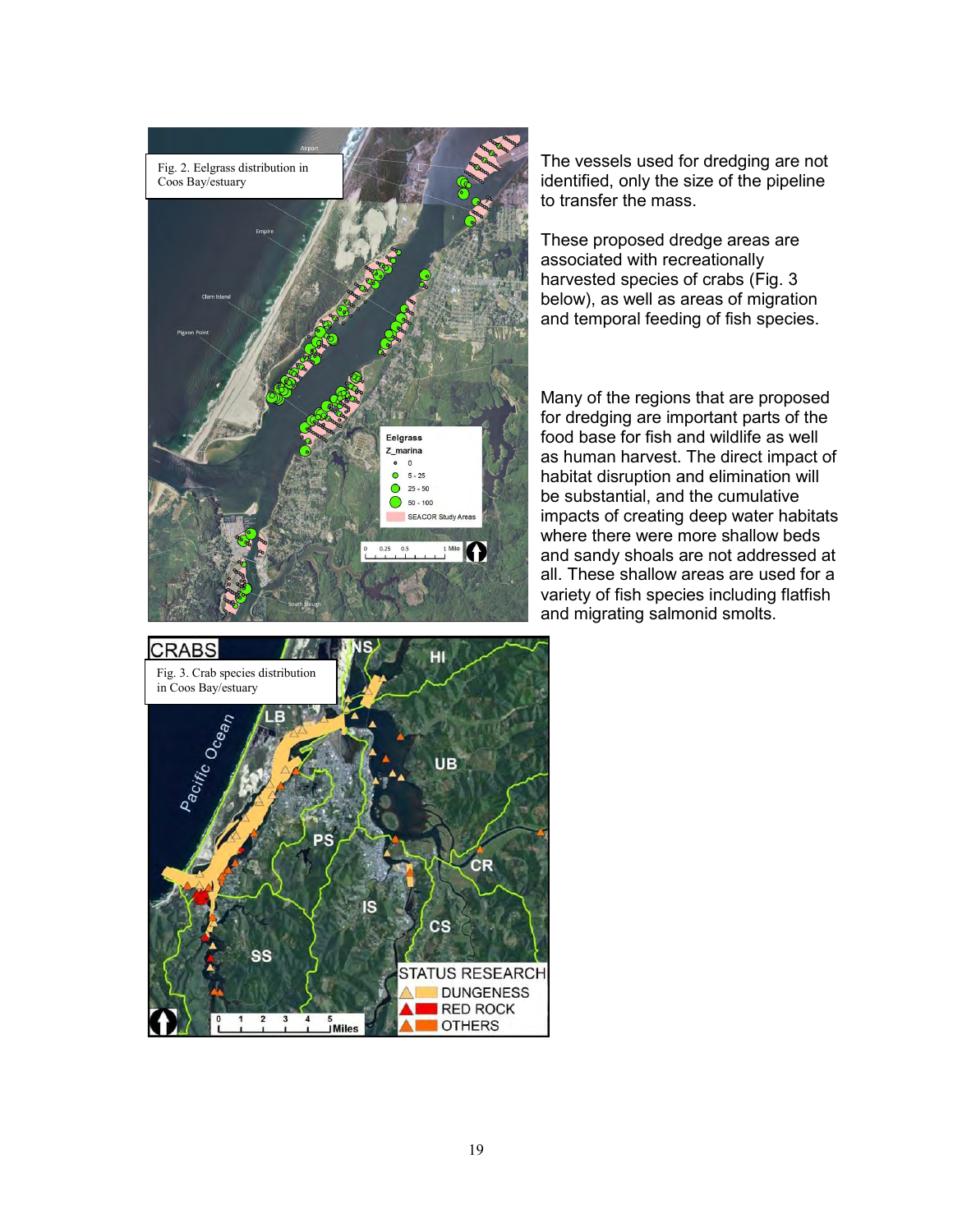Fig. 2. Eelgrass distribution in Coos Bay/estuary

The vessels used for dredging are not identified, only the size of the pipeline to transfer the mass.

These proposed dredge areas are associated with recreationally harvested species of crabs (Fig. 3 below), as well as areas of migration and temporal feeding of fish species.

Many of the regions that are proposed for dredging are important parts of the food base for fish and wildlife as well as human harvest. The direct impact of habitat disruption and elimination will be substantial, and the cumulative impacts of creating deep water habitats where there were more shallow beds and sandy shoals are not addressed at all. These shallow areas are used for a variety of fish species including flatfish and migrating salmonid smolts.

Fig. 3. Crab species distribution in Coos Bay/estuary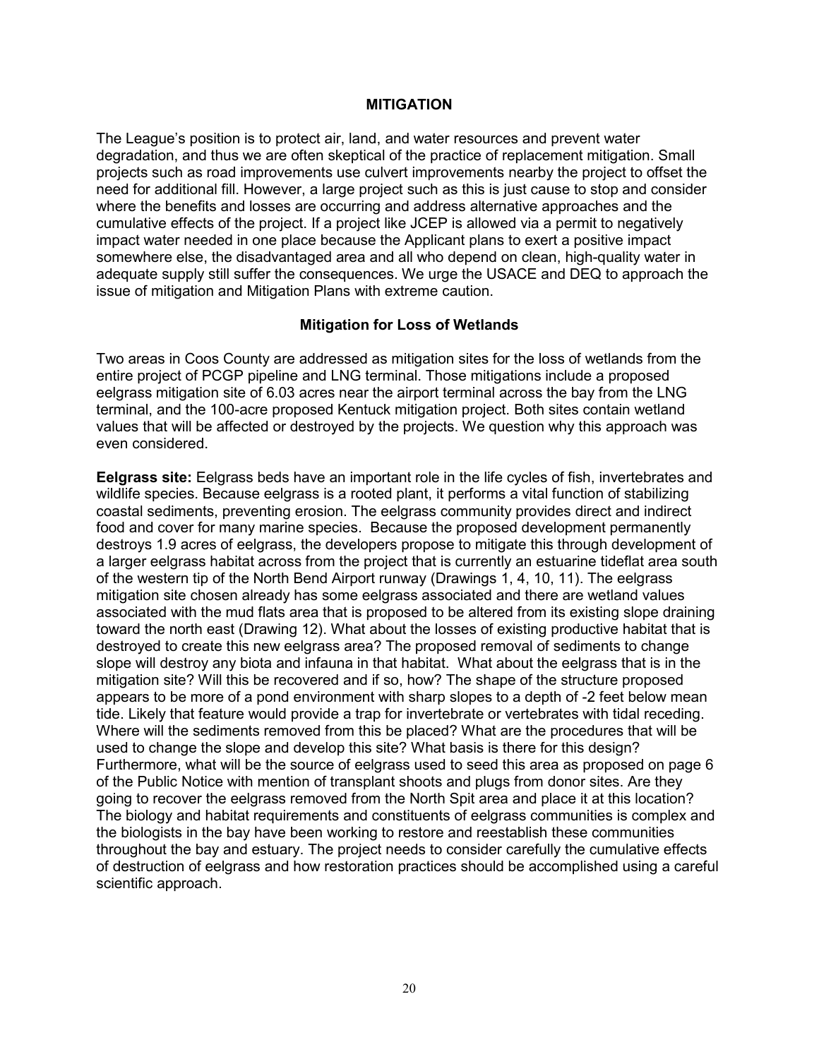## MITIGATION

The League's position is to protect air, land, and water resources and prevent water degradation, and thus we are often skeptical of the practice of replacement mitigation. Small projects such as road improvements use culvert improvements nearby the project to offset the need for additional fill. However, a large project such as this is just cause to stop and consider where the benefits and losses are occurring and address alternative approaches and the cumulative effects of the project. If a project like JCEP is allowed via a permit to negatively impact water needed in one place because the Applicant plans to exert a positive impact somewhere else, the disadvantaged area and all who depend on clean, high-quality water in adequate supply still suffer the consequences. We urge the USACE and DEQ to approach the issue of mitigation and Mitigation Plans with extreme caution.

### Mitigation for Loss of Wetlands

Two areas in Coos County are addressed as mitigation sites for the loss of wetlands from the entire project of PCGP pipeline and LNG terminal. Those mitigations include a proposed eelgrass mitigation site of 6.03 acres near the airport terminal across the bay from the LNG terminal, and the 100-acre proposed Kentuck mitigation project. Both sites contain wetland values that will be affected or destroyed by the projects. We question why this approach was even considered.

**Eelgrass site:** Eelgrass beds have an important role in the life cycles of fish, invertebrates and wildlife species. Because eelgrass is a rooted plant, it performs a vital function of stabilizing coastal sediments, preventing erosion. The eelgrass community provides direct and indirect food and cover for many marine species. Because the proposed development permanently destroys 1.9 acres of eelgrass, the developers propose to mitigate this through development of a larger eelgrass habitat across from the project that is currently an estuarine tideflat area south of the western tip of the North Bend Airport runway (Drawings 1, 4, 10, 11). The eelgrass mitigation site chosen already has some eelgrass associated and there are wetland values associated with the mud flats area that is proposed to be altered from its existing slope draining toward the north east (Drawing 12). What about the losses of existing productive habitat that is destroyed to create this new eelgrass area? The proposed removal of sediments to change slope will destroy any biota and infauna in that habitat. What about the eelgrass that is in the mitigation site? Will this be recovered and if so, how? The shape of the structure proposed appears to be more of a pond environment with sharp slopes to a depth of -2 feet below mean tide. Likely that feature would provide a trap for invertebrate or vertebrates with tidal receding. Where will the sediments removed from this be placed? What are the procedures that will be used to change the slope and develop this site? What basis is there for this design? Furthermore, what will be the source of eelgrass used to seed this area as proposed on page 6 of the Public Notice with mention of transplant shoots and plugs from donor sites. Are they going to recover the eelgrass removed from the North Spit area and place it at this location? The biology and habitat requirements and constituents of eelgrass communities is complex and the biologists in the bay have been working to restore and reestablish these communities throughout the bay and estuary. The project needs to consider carefully the cumulative effects of destruction of eelgrass and how restoration practices should be accomplished using a careful scientific approach.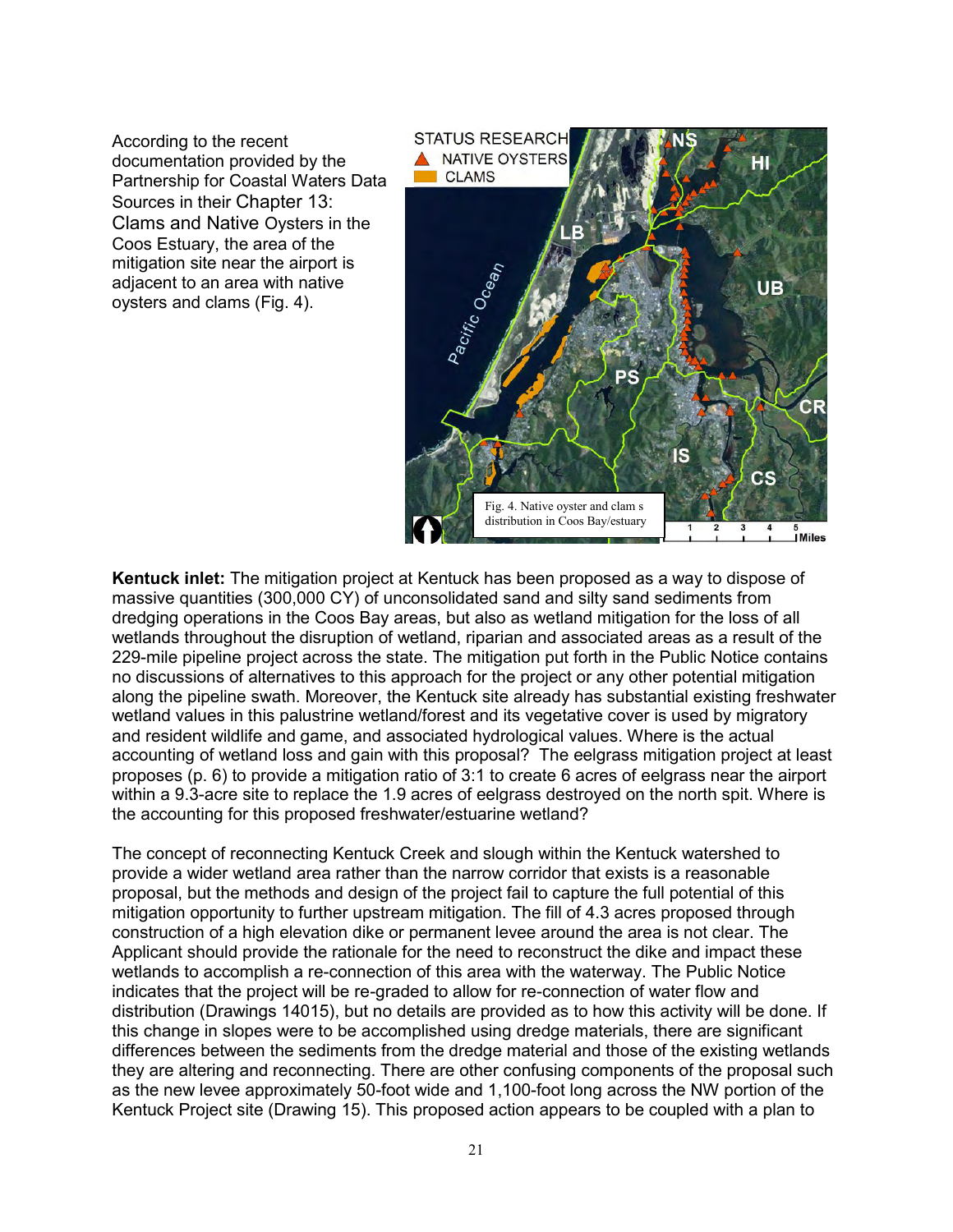According to the recent documentation provided by the Partnership for Coastal Waters Data Sources in their Chapter 13: Clams and Native Oysters in the Coos Estuary, the area of the mitigation site near the airport is adjacent to an area with native oysters and clams (Fig. 4).

Fig. 4. Native oyster and clam s distribution in Coos Bay/estuary

**Kentuck inlet:** The mitigation project at Kentuck has been proposed as a way to dispose of massive quantities (300,000 CY) of unconsolidated sand and silty sand sediments from dredging operations in the Coos Bay areas, but also as wetland mitigation for the loss of all wetlands throughout the disruption of wetland, riparian and associated areas as a result of the 229-mile pipeline project across the state. The mitigation put forth in the Public Notice contains no discussions of alternatives to this approach for the project or any other potential mitigation along the pipeline swath. Moreover, the Kentuck site already has substantial existing freshwater wetland values in this palustrine wetland/forest and its vegetative cover is used by migratory and resident wildlife and game, and associated hydrological values. Where is the actual accounting of wetland loss and gain with this proposal? The eelgrass mitigation project at least proposes (p. 6) to provide a mitigation ratio of 3:1 to create 6 acres of eelgrass near the airport within a 9.3-acre site to replace the 1.9 acres of eelgrass destroyed on the north spit. Where is the accounting for this proposed freshwater/estuarine wetland?

The concept of reconnecting Kentuck Creek and slough within the Kentuck watershed to provide a wider wetland area rather than the narrow corridor that exists is a reasonable proposal, but the methods and design of the project fail to capture the full potential of this mitigation opportunity to further upstream mitigation. The fill of 4.3 acres proposed through construction of a high elevation dike or permanent levee around the area is not clear. The Applicant should provide the rationale for the need to reconstruct the dike and impact these wetlands to accomplish a re-connection of this area with the waterway. The Public Notice indicates that the project will be re-graded to allow for re-connection of water flow and distribution (Drawings 14015), but no details are provided as to how this activity will be done. If this change in slopes were to be accomplished using dredge materials, there are significant differences between the sediments from the dredge material and those of the existing wetlands they are altering and reconnecting. There are other confusing components of the proposal such as the new levee approximately 50-foot wide and 1,100-foot long across the NW portion of the Kentuck Project site (Drawing 15). This proposed action appears to be coupled with a plan to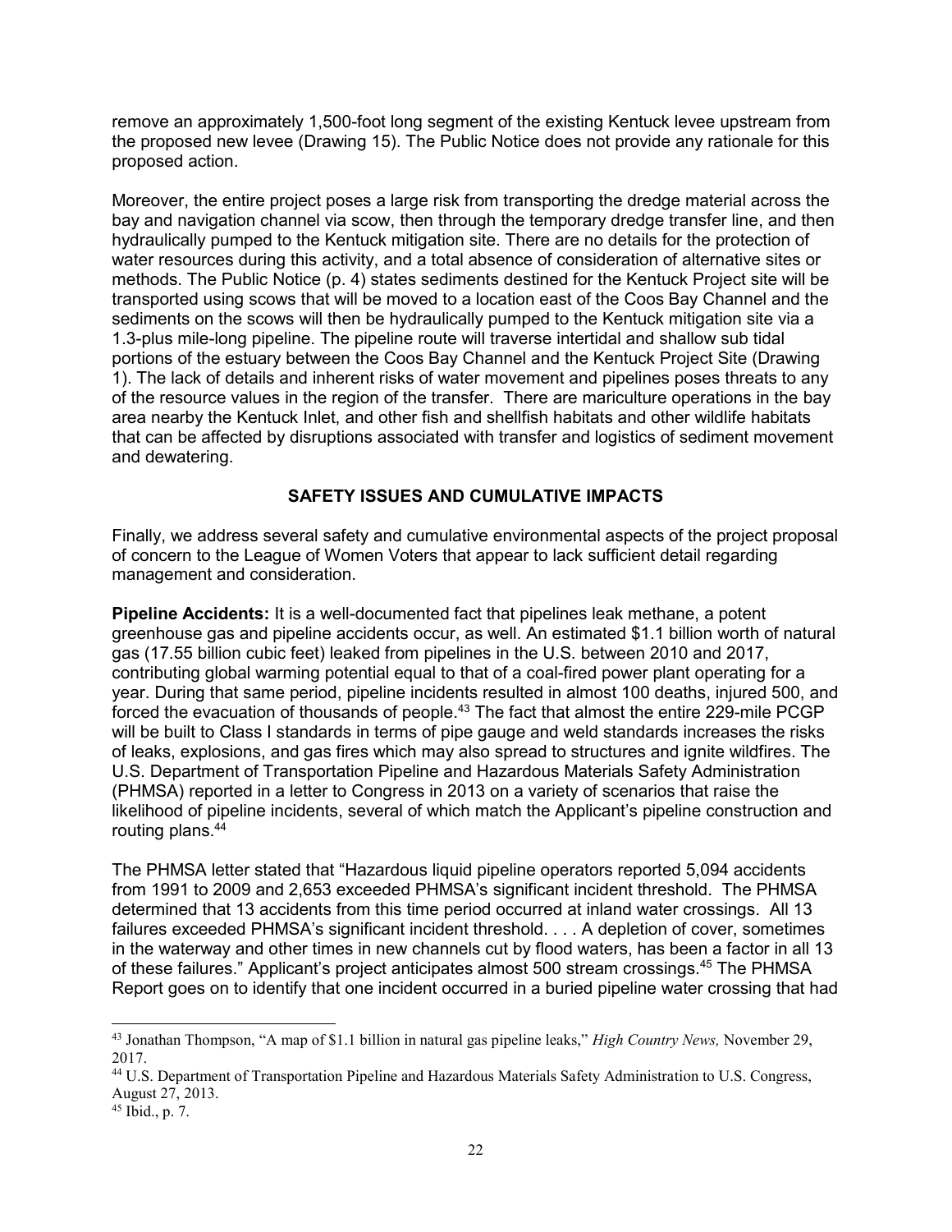remove an approximately 1,500-foot long segment of the existing Kentuck levee upstream from the proposed new levee (Drawing 15). The Public Notice does not provide any rationale for this proposed action.

Moreover, the entire project poses a large risk from transporting the dredge material across the bay and navigation channel via scow, then through the temporary dredge transfer line, and then hydraulically pumped to the Kentuck mitigation site. There are no details for the protection of water resources during this activity, and a total absence of consideration of alternative sites or methods. The Public Notice (p. 4) states sediments destined for the Kentuck Project site will be transported using scows that will be moved to a location east of the Coos Bay Channel and the sediments on the scows will then be hydraulically pumped to the Kentuck mitigation site via a 1.3-plus mile-long pipeline. The pipeline route will traverse intertidal and shallow sub tidal portions of the estuary between the Coos Bay Channel and the Kentuck Project Site (Drawing 1). The lack of details and inherent risks of water movement and pipelines poses threats to any of the resource values in the region of the transfer. There are mariculture operations in the bay area nearby the Kentuck Inlet, and other fish and shellfish habitats and other wildlife habitats that can be affected by disruptions associated with transfer and logistics of sediment movement and dewatering.

## SAFETY ISSUES AND CUMULATIVE IMPACTS

Finally, we address several safety and cumulative environmental aspects of the project proposal of concern to the League of Women Voters that appear to lack sufficient detail regarding management and consideration.

**Pipeline Accidents:** It is a well-documented fact that pipelines leak methane, a potent greenhouse gas and pipeline accidents occur, as well. An estimated $1.1 billion worth of natural gas (17.55 billion cubic feet) leaked from pipelines in the U.S. between 2010 and 2017, contributing global warming potential equal to that of a coal-fired power plant operating for a year. During that same period, pipeline incidents resulted in almost 100 deaths, injured 500, and forced the evacuation of thousands of people.[43] The fact that almost the entire 229-mile PCGP will be built to Class I standards in terms of pipe gauge and weld standards increases the risks of leaks, explosions, and gas fires which may also spread to structures and ignite wildfires. The U.S. Department of Transportation Pipeline and Hazardous Materials Safety Administration (PHMSA) reported in a letter to Congress in 2013 on a variety of scenarios that raise the likelihood of pipeline incidents, several of which match the Applicant's pipeline construction and routing plans.[44]

The PHMSA letter stated that "Hazardous liquid pipeline operators reported 5,094 accidents from 1991 to 2009 and 2,653 exceeded PHMSA's significant incident threshold. The PHMSA determined that 13 accidents from this time period occurred at inland water crossings. All 13 failures exceeded PHMSA's significant incident threshold. . . . A depletion of cover, sometimes in the waterway and other times in new channels cut by flood waters, has been a factor in all 13 of these failures." Applicant's project anticipates almost 500 stream crossings.[45] The PHMSA Report goes on to identify that one incident occurred in a buried pipeline water crossing that had

---

[43] Jonathan Thompson, "A map of $1.1 billion in natural gas pipeline leaks," *High Country News,* November 29, 2017.

[44] U.S. Department of Transportation Pipeline and Hazardous Materials Safety Administration to U.S. Congress, August 27, 2013.

[45] Ibid., p. 7.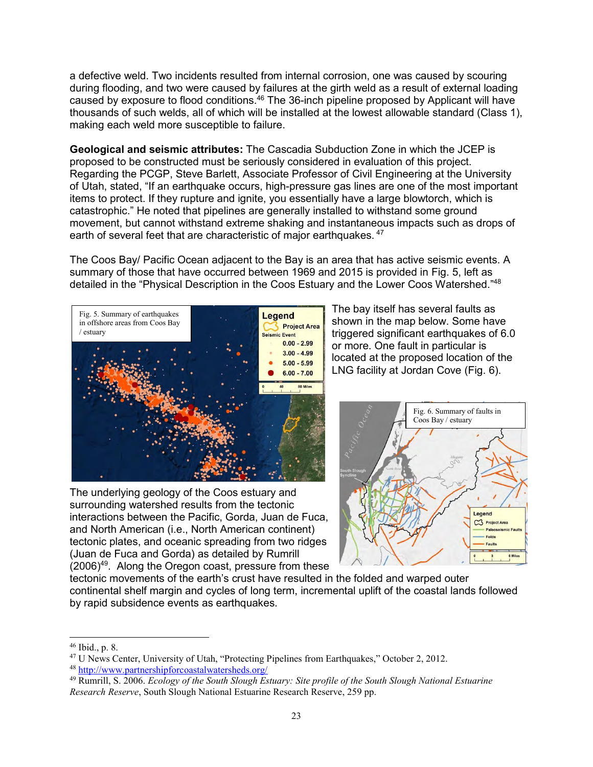a defective weld. Two incidents resulted from internal corrosion, one was caused by scouring during flooding, and two were caused by failures at the girth weld as a result of external loading caused by exposure to flood conditions.[46] The 36-inch pipeline proposed by Applicant will have thousands of such welds, all of which will be installed at the lowest allowable standard (Class 1), making each weld more susceptible to failure.

**Geological and seismic attributes:** The Cascadia Subduction Zone in which the JCEP is proposed to be constructed must be seriously considered in evaluation of this project. Regarding the PCGP, Steve Barlett, Associate Professor of Civil Engineering at the University of Utah, stated, "If an earthquake occurs, high-pressure gas lines are one of the most important items to protect. If they rupture and ignite, you essentially have a large blowtorch, which is catastrophic." He noted that pipelines are generally installed to withstand some ground movement, but cannot withstand extreme shaking and instantaneous impacts such as drops of earth of several feet that are characteristic of major earthquakes. [47]

The Coos Bay/ Pacific Ocean adjacent to the Bay is an area that has active seismic events. A summary of those that have occurred between 1969 and 2015 is provided in Fig. 5, left as detailed in the "Physical Description in the Coos Estuary and the Lower Coos Watershed."[48]

Fig. 5. Summary of earthquakes in offshore areas from Coos Bay / estuary

The bay itself has several faults as shown in the map below. Some have triggered significant earthquakes of 6.0 or more. One fault in particular is located at the proposed location of the LNG facility at Jordan Cove (Fig. 6).

Fig. 6. Summary of faults in Coos Bay / estuary

The underlying geology of the Coos estuary and surrounding watershed results from the tectonic interactions between the Pacific, Gorda, Juan de Fuca, and North American (i.e., North American continent) tectonic plates, and oceanic spreading from two ridges (Juan de Fuca and Gorda) as detailed by Rumrill (2006)[49]. Along the Oregon coast, pressure from these tectonic movements of the earth's crust have resulted in the folded and warped outer continental shelf margin and cycles of long term, incremental uplift of the coastal lands followed by rapid subsidence events as earthquakes.

---

[46] Ibid., p. 8.

[47] U News Center, University of Utah, "Protecting Pipelines from Earthquakes," October 2, 2012.

[48] http://www.partnershipforcoastalwatersheds.org/

[49] Rumrill, S. 2006. *Ecology of the South Slough Estuary: Site profile of the South Slough National Estuarine Research Reserve*, South Slough National Estuarine Research Reserve, 259 pp.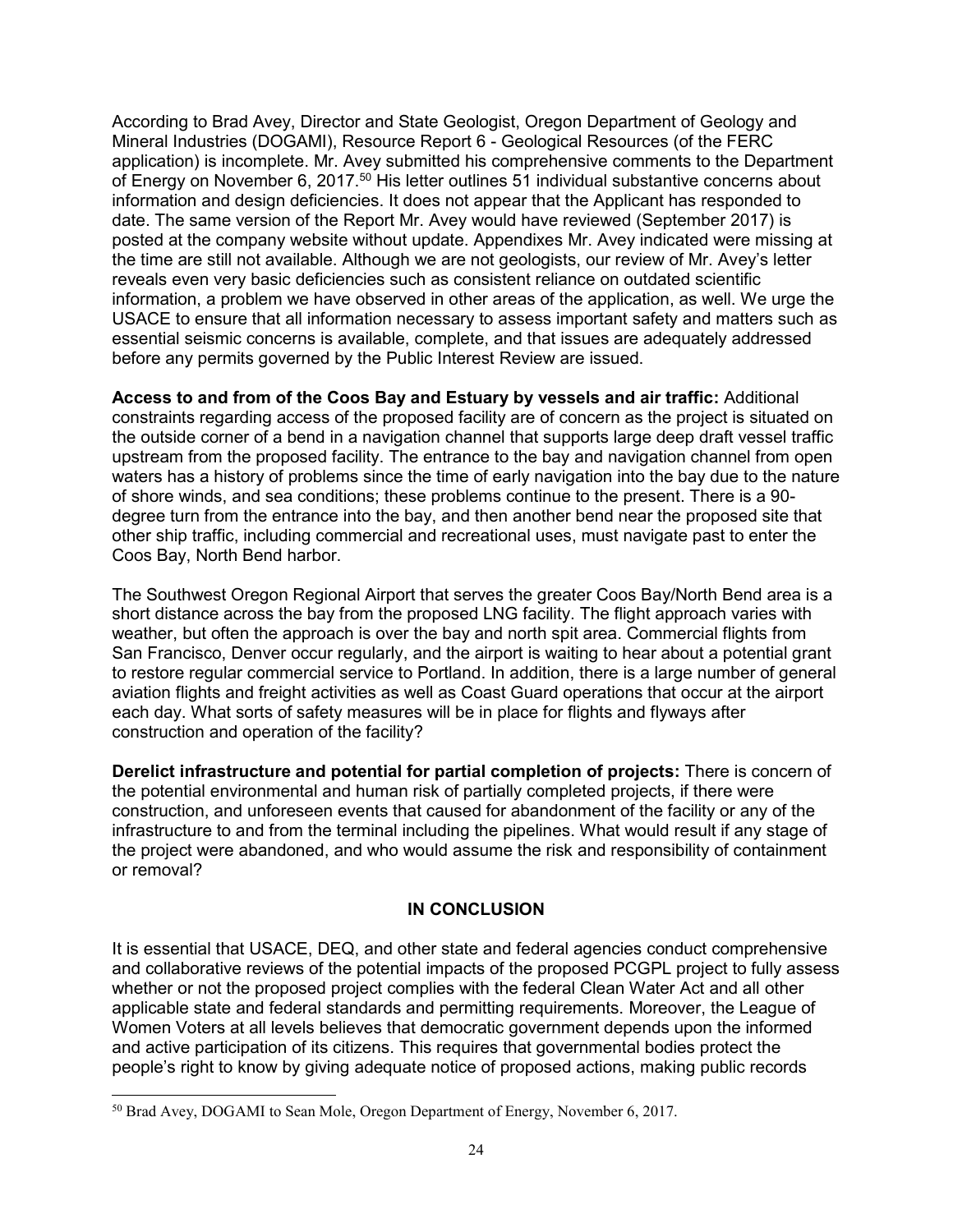According to Brad Avey, Director and State Geologist, Oregon Department of Geology and Mineral Industries (DOGAMI), Resource Report 6 - Geological Resources (of the FERC application) is incomplete. Mr. Avey submitted his comprehensive comments to the Department of Energy on November 6, 2017.[50] His letter outlines 51 individual substantive concerns about information and design deficiencies. It does not appear that the Applicant has responded to date. The same version of the Report Mr. Avey would have reviewed (September 2017) is posted at the company website without update. Appendixes Mr. Avey indicated were missing at the time are still not available. Although we are not geologists, our review of Mr. Avey's letter reveals even very basic deficiencies such as consistent reliance on outdated scientific information, a problem we have observed in other areas of the application, as well. We urge the USACE to ensure that all information necessary to assess important safety and matters such as essential seismic concerns is available, complete, and that issues are adequately addressed before any permits governed by the Public Interest Review are issued.

**Access to and from of the Coos Bay and Estuary by vessels and air traffic:** Additional constraints regarding access of the proposed facility are of concern as the project is situated on the outside corner of a bend in a navigation channel that supports large deep draft vessel traffic upstream from the proposed facility. The entrance to the bay and navigation channel from open waters has a history of problems since the time of early navigation into the bay due to the nature of shore winds, and sea conditions; these problems continue to the present. There is a 90-degree turn from the entrance into the bay, and then another bend near the proposed site that other ship traffic, including commercial and recreational uses, must navigate past to enter the Coos Bay, North Bend harbor.

The Southwest Oregon Regional Airport that serves the greater Coos Bay/North Bend area is a short distance across the bay from the proposed LNG facility. The flight approach varies with weather, but often the approach is over the bay and north spit area. Commercial flights from San Francisco, Denver occur regularly, and the airport is waiting to hear about a potential grant to restore regular commercial service to Portland. In addition, there is a large number of general aviation flights and freight activities as well as Coast Guard operations that occur at the airport each day. What sorts of safety measures will be in place for flights and flyways after construction and operation of the facility?

**Derelict infrastructure and potential for partial completion of projects:** There is concern of the potential environmental and human risk of partially completed projects, if there were construction, and unforeseen events that caused for abandonment of the facility or any of the infrastructure to and from the terminal including the pipelines. What would result if any stage of the project were abandoned, and who would assume the risk and responsibility of containment or removal?

## IN CONCLUSION

It is essential that USACE, DEQ, and other state and federal agencies conduct comprehensive and collaborative reviews of the potential impacts of the proposed PCGPL project to fully assess whether or not the proposed project complies with the federal Clean Water Act and all other applicable state and federal standards and permitting requirements. Moreover, the League of Women Voters at all levels believes that democratic government depends upon the informed and active participation of its citizens. This requires that governmental bodies protect the people's right to know by giving adequate notice of proposed actions, making public records

---

[50] Brad Avey, DOGAMI to Sean Mole, Oregon Department of Energy, November 6, 2017.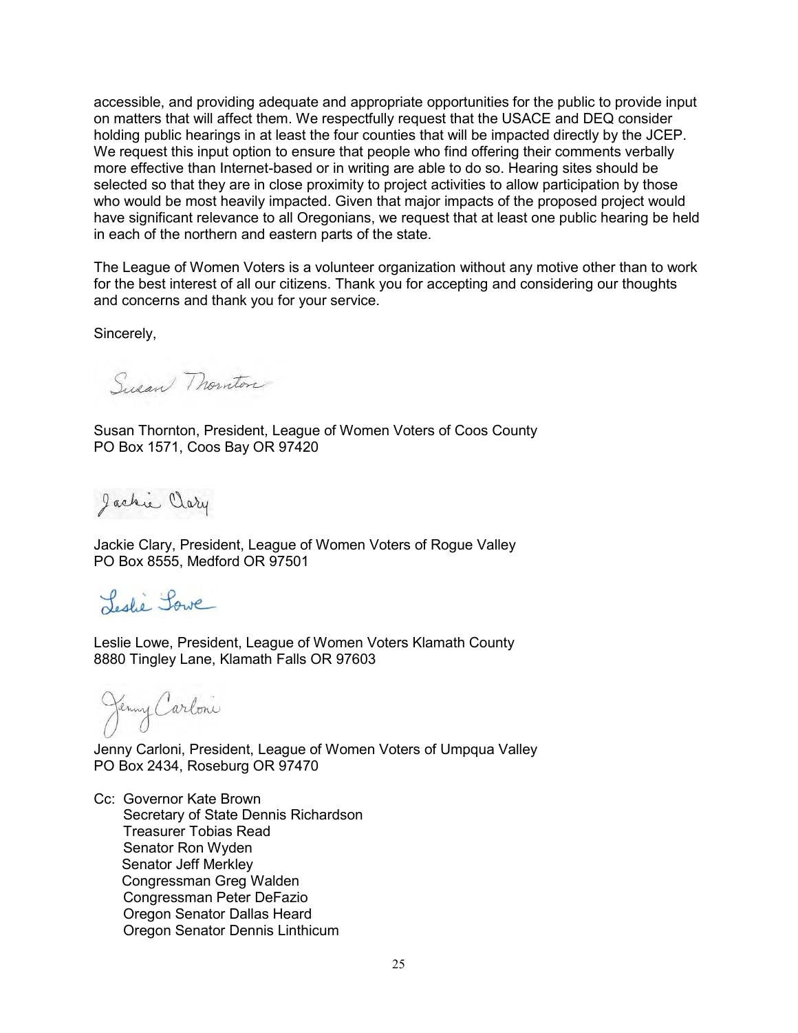accessible, and providing adequate and appropriate opportunities for the public to provide input on matters that will affect them. We respectfully request that the USACE and DEQ consider holding public hearings in at least the four counties that will be impacted directly by the JCEP. We request this input option to ensure that people who find offering their comments verbally more effective than Internet-based or in writing are able to do so. Hearing sites should be selected so that they are in close proximity to project activities to allow participation by those who would be most heavily impacted. Given that major impacts of the proposed project would have significant relevance to all Oregonians, we request that at least one public hearing be held in each of the northern and eastern parts of the state.

The League of Women Voters is a volunteer organization without any motive other than to work for the best interest of all our citizens. Thank you for accepting and considering our thoughts and concerns and thank you for your service.

Sincerely,

Susan Thornton

Susan Thornton, President, League of Women Voters of Coos County
PO Box 1571, Coos Bay OR 97420

Jackie Clary

Jackie Clary, President, League of Women Voters of Rogue Valley
PO Box 8555, Medford OR 97501

Leslie Lowe

Leslie Lowe, President, League of Women Voters Klamath County
8880 Tingley Lane, Klamath Falls OR 97603

Jenny Carloni

Jenny Carloni, President, League of Women Voters of Umpqua Valley
PO Box 2434, Roseburg OR 97470

Cc: Governor Kate Brown
Secretary of State Dennis Richardson
Treasurer Tobias Read
Senator Ron Wyden
Senator Jeff Merkley
Congressman Greg Walden
Congressman Peter DeFazio
Oregon Senator Dallas Heard
Oregon Senator Dennis Linthicum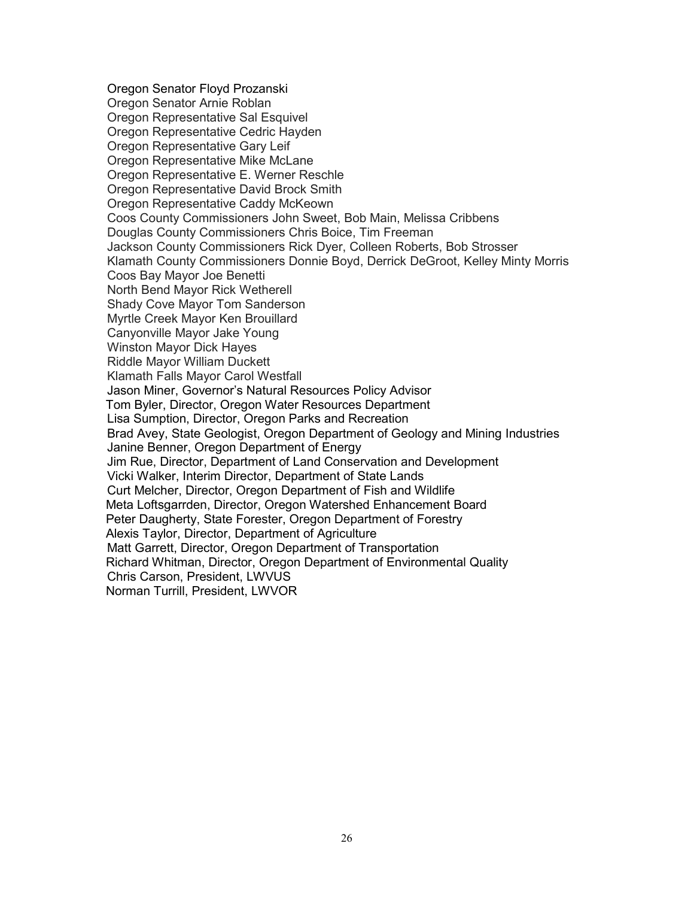Oregon Senator Floyd Prozanski
Oregon Senator Arnie Roblan
Oregon Representative Sal Esquivel
Oregon Representative Cedric Hayden
Oregon Representative Gary Leif
Oregon Representative Mike McLane
Oregon Representative E. Werner Reschle
Oregon Representative David Brock Smith
Oregon Representative Caddy McKeown
Coos County Commissioners John Sweet, Bob Main, Melissa Cribbens
Douglas County Commissioners Chris Boice, Tim Freeman
Jackson County Commissioners Rick Dyer, Colleen Roberts, Bob Strosser
Klamath County Commissioners Donnie Boyd, Derrick DeGroot, Kelley Minty Morris
Coos Bay Mayor Joe Benetti
North Bend Mayor Rick Wetherell
Shady Cove Mayor Tom Sanderson
Myrtle Creek Mayor Ken Brouillard
Canyonville Mayor Jake Young
Winston Mayor Dick Hayes
Riddle Mayor William Duckett
Klamath Falls Mayor Carol Westfall
Jason Miner, Governor's Natural Resources Policy Advisor
Tom Byler, Director, Oregon Water Resources Department
Lisa Sumption, Director, Oregon Parks and Recreation
Brad Avey, State Geologist, Oregon Department of Geology and Mining Industries
Janine Benner, Oregon Department of Energy
Jim Rue, Director, Department of Land Conservation and Development
Vicki Walker, Interim Director, Department of State Lands
Curt Melcher, Director, Oregon Department of Fish and Wildlife
Meta Loftsgarrden, Director, Oregon Watershed Enhancement Board
Peter Daugherty, State Forester, Oregon Department of Forestry
Alexis Taylor, Director, Department of Agriculture
Matt Garrett, Director, Oregon Department of Transportation
Richard Whitman, Director, Oregon Department of Environmental Quality
Chris Carson, President, LWVUS
Norman Turrill, President, LWVOR